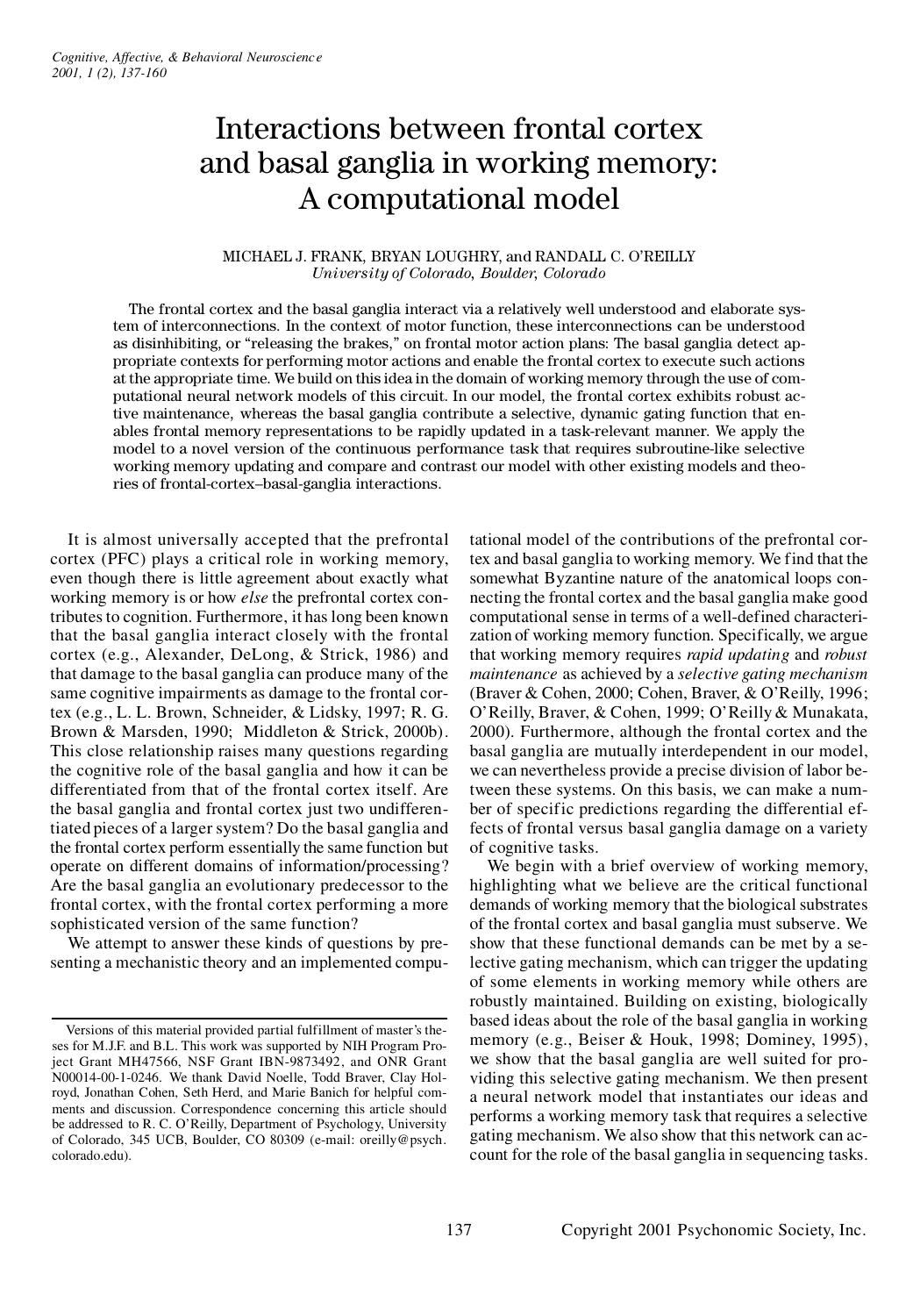# Interactions between frontal cortex and basal ganglia in working memory: A computational model

MICHAEL J. FRANK, BRYAN LOUGHRY, and RANDALL C. O'REILLY
*University of Colorado, Boulder, Colorado*

The frontal cortex and the basal ganglia interact via a relatively well understood and elaborate system of interconnections. In the context of motor function, these interconnections can be understood as disinhibiting, or "releasing the brakes," on frontal motor action plans: The basal ganglia detect appropriate contexts for performing motor actions and enable the frontal cortex to execute such actions at the appropriate time. We build on this idea in the domain of working memory through the use of computational neural network models of this circuit. In our model, the frontal cortex exhibits robust active maintenance, whereas the basal ganglia contribute a selective, dynamic gating function that enables frontal memory representations to be rapidly updated in a task-relevant manner. We apply the model to a novel version of the continuous performance task that requires subroutine-like selective working memory updating and compare and contrast our model with other existing models and theories of frontal-cortex–basal-ganglia interactions.

It is almost universally accepted that the prefrontal cortex (PFC) plays a critical role in working memory, even though there is little agreement about exactly what working memory is or how *else* the prefrontal cortex contributes to cognition. Furthermore, it has long been known that the basal ganglia interact closely with the frontal cortex (e.g., Alexander, DeLong, & Strick, 1986) and that damage to the basal ganglia can produce many of the same cognitive impairments as damage to the frontal cortex (e.g., L. L. Brown, Schneider, & Lidsky, 1997; R. G. Brown & Marsden, 1990; Middleton & Strick, 2000b). This close relationship raises many questions regarding the cognitive role of the basal ganglia and how it can be differentiated from that of the frontal cortex itself. Are the basal ganglia and frontal cortex just two undifferentiated pieces of a larger system? Do the basal ganglia and the frontal cortex perform essentially the same function but operate on different domains of information/processing? Are the basal ganglia an evolutionary predecessor to the frontal cortex, with the frontal cortex performing a more sophisticated version of the same function?

We attempt to answer these kinds of questions by presenting a mechanistic theory and an implemented computational model of the contributions of the prefrontal cortex and basal ganglia to working memory. We find that the somewhat Byzantine nature of the anatomical loops connecting the frontal cortex and the basal ganglia make good computational sense in terms of a well-defined characterization of working memory function. Specifically, we argue that working memory requires *rapid updating* and *robust maintenance* as achieved by a *selective gating mechanism* (Braver & Cohen, 2000; Cohen, Braver, & O'Reilly, 1996; O'Reilly, Braver, & Cohen, 1999; O'Reilly & Munakata, 2000). Furthermore, although the frontal cortex and the basal ganglia are mutually interdependent in our model, we can nevertheless provide a precise division of labor between these systems. On this basis, we can make a number of specific predictions regarding the differential effects of frontal versus basal ganglia damage on a variety of cognitive tasks.

We begin with a brief overview of working memory, highlighting what we believe are the critical functional demands of working memory that the biological substrates of the frontal cortex and basal ganglia must subserve. We show that these functional demands can be met by a selective gating mechanism, which can trigger the updating of some elements in working memory while others are robustly maintained. Building on existing, biologically based ideas about the role of the basal ganglia in working memory (e.g., Beiser & Houk, 1998; Dominey, 1995), we show that the basal ganglia are well suited for providing this selective gating mechanism. We then present a neural network model that instantiates our ideas and performs a working memory task that requires a selective gating mechanism. We also show that this network can account for the role of the basal ganglia in sequencing tasks.

Versions of this material provided partial fulfillment of master's theses for M.J.F. and B.L. This work was supported by NIH Program Project Grant MH47566, NSF Grant IBN-9873492, and ONR Grant N00014-00-1-0246. We thank David Noelle, Todd Braver, Clay Holroyd, Jonathan Cohen, Seth Herd, and Marie Banich for helpful comments and discussion. Correspondence concerning this article should be addressed to R. C. O'Reilly, Department of Psychology, University of Colorado, 345 UCB, Boulder, CO 80309 (e-mail: oreilly@psych.colorado.edu).

Copyright 2001 Psychonomic Society, Inc.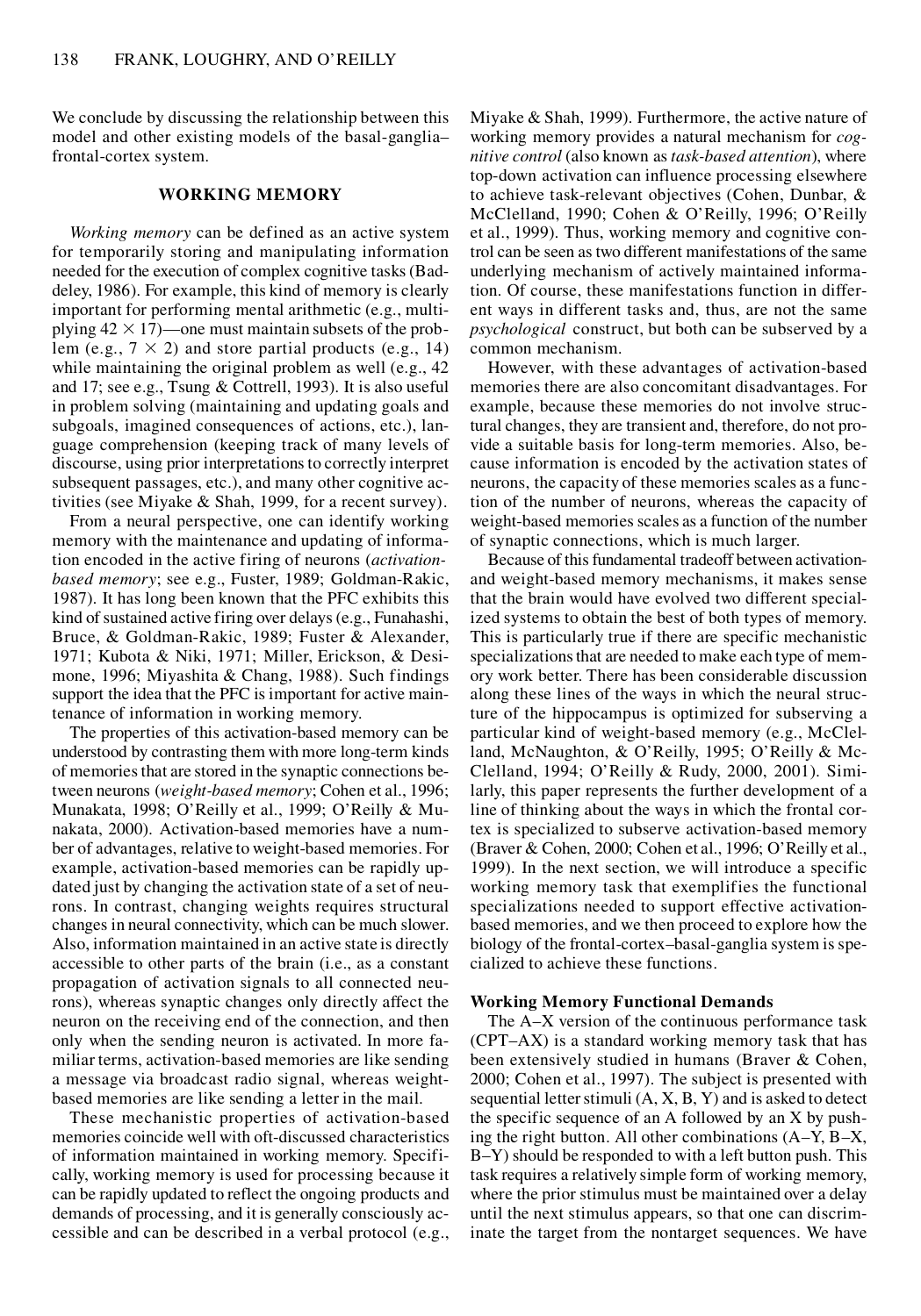We conclude by discussing the relationship between this model and other existing models of the basal-ganglia–frontal-cortex system.

## WORKING MEMORY

*Working memory* can be defined as an active system for temporarily storing and manipulating information needed for the execution of complex cognitive tasks (Baddeley, 1986). For example, this kind of memory is clearly important for performing mental arithmetic (e.g., multiplying $42 \times 17$)—one must maintain subsets of the problem (e.g., $7 \times 2$) and store partial products (e.g., 14) while maintaining the original problem as well (e.g., 42 and 17; see e.g., Tsung & Cottrell, 1993). It is also useful in problem solving (maintaining and updating goals and subgoals, imagined consequences of actions, etc.), language comprehension (keeping track of many levels of discourse, using prior interpretations to correctly interpret subsequent passages, etc.), and many other cognitive activities (see Miyake & Shah, 1999, for a recent survey).

From a neural perspective, one can identify working memory with the maintenance and updating of information encoded in the active firing of neurons (*activation-based memory*; see e.g., Fuster, 1989; Goldman-Rakic, 1987). It has long been known that the PFC exhibits this kind of sustained active firing over delays (e.g., Funahashi, Bruce, & Goldman-Rakic, 1989; Fuster & Alexander, 1971; Kubota & Niki, 1971; Miller, Erickson, & Desimone, 1996; Miyashita & Chang, 1988). Such findings support the idea that the PFC is important for active maintenance of information in working memory.

The properties of this activation-based memory can be understood by contrasting them with more long-term kinds of memories that are stored in the synaptic connections between neurons (*weight-based memory*; Cohen et al., 1996; Munakata, 1998; O'Reilly et al., 1999; O'Reilly & Munakata, 2000). Activation-based memories have a number of advantages, relative to weight-based memories. For example, activation-based memories can be rapidly updated just by changing the activation state of a set of neurons. In contrast, changing weights requires structural changes in neural connectivity, which can be much slower. Also, information maintained in an active state is directly accessible to other parts of the brain (i.e., as a constant propagation of activation signals to all connected neurons), whereas synaptic changes only directly affect the neuron on the receiving end of the connection, and then only when the sending neuron is activated. In more familiar terms, activation-based memories are like sending a message via broadcast radio signal, whereas weight-based memories are like sending a letter in the mail.

These mechanistic properties of activation-based memories coincide well with oft-discussed characteristics of information maintained in working memory. Specifically, working memory is used for processing because it can be rapidly updated to reflect the ongoing products and demands of processing, and it is generally consciously accessible and can be described in a verbal protocol (e.g., Miyake & Shah, 1999). Furthermore, the active nature of working memory provides a natural mechanism for *cognitive control* (also known as *task-based attention*), where top-down activation can influence processing elsewhere to achieve task-relevant objectives (Cohen, Dunbar, & McClelland, 1990; Cohen & O'Reilly, 1996; O'Reilly et al., 1999). Thus, working memory and cognitive control can be seen as two different manifestations of the same underlying mechanism of actively maintained information. Of course, these manifestations function in different ways in different tasks and, thus, are not the same *psychological* construct, but both can be subserved by a common mechanism.

However, with these advantages of activation-based memories there are also concomitant disadvantages. For example, because these memories do not involve structural changes, they are transient and, therefore, do not provide a suitable basis for long-term memories. Also, because information is encoded by the activation states of neurons, the capacity of these memories scales as a function of the number of neurons, whereas the capacity of weight-based memories scales as a function of the number of synaptic connections, which is much larger.

Because of this fundamental tradeoff between activation- and weight-based memory mechanisms, it makes sense that the brain would have evolved two different specialized systems to obtain the best of both types of memory. This is particularly true if there are specific mechanistic specializations that are needed to make each type of memory work better. There has been considerable discussion along these lines of the ways in which the neural structure of the hippocampus is optimized for subserving a particular kind of weight-based memory (e.g., McClelland, McNaughton, & O'Reilly, 1995; O'Reilly & McClelland, 1994; O'Reilly & Rudy, 2000, 2001). Similarly, this paper represents the further development of a line of thinking about the ways in which the frontal cortex is specialized to subserve activation-based memory (Braver & Cohen, 2000; Cohen et al., 1996; O'Reilly et al., 1999). In the next section, we will introduce a specific working memory task that exemplifies the functional specializations needed to support effective activation-based memories, and we then proceed to explore how the biology of the frontal-cortex–basal-ganglia system is specialized to achieve these functions.

### Working Memory Functional Demands

The A–X version of the continuous performance task (CPT–AX) is a standard working memory task that has been extensively studied in humans (Braver & Cohen, 2000; Cohen et al., 1997). The subject is presented with sequential letter stimuli (A, X, B, Y) and is asked to detect the specific sequence of an A followed by an X by pushing the right button. All other combinations (A–Y, B–X, B–Y) should be responded to with a left button push. This task requires a relatively simple form of working memory, where the prior stimulus must be maintained over a delay until the next stimulus appears, so that one can discriminate the target from the nontarget sequences. We have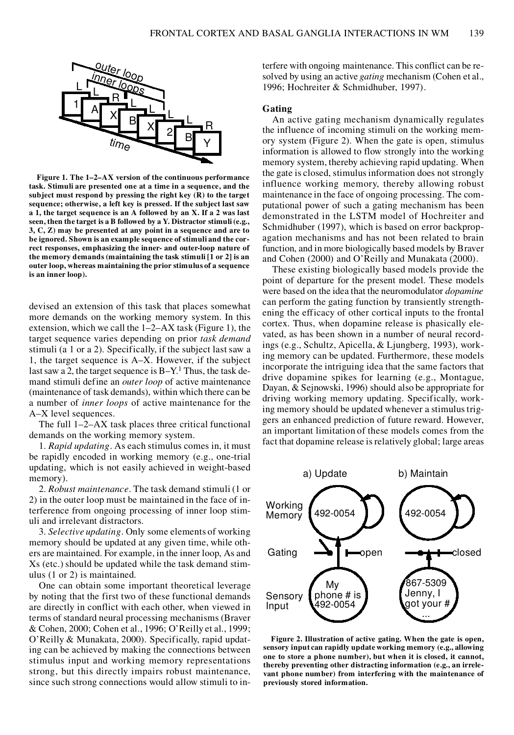**Figure 1. The 1–2–AX version of the continuous performance task. Stimuli are presented one at a time in a sequence, and the subject must respond by pressing the right key (R) to the target sequence; otherwise, a left key is pressed. If the subject last saw a 1, the target sequence is an A followed by an X. If a 2 was last seen, then the target is a B followed by a Y. Distractor stimuli (e.g., 3, C, Z) may be presented at any point in a sequence and are to be ignored. Shown is an example sequence of stimuli and the correct responses, emphasizing the inner- and outer-loop nature of the memory demands (maintaining the task stimuli [1 or 2] is an outer loop, whereas maintaining the prior stimulus of a sequence is an inner loop).**

devised an extension of this task that places somewhat more demands on the working memory system. In this extension, which we call the 1–2–AX task (Figure 1), the target sequence varies depending on prior *task demand* stimuli (a 1 or a 2). Specifically, if the subject last saw a 1, the target sequence is A–X. However, if the subject last saw a 2, the target sequence is B–Y.[1] Thus, the task demand stimuli define an *outer loop* of active maintenance (maintenance of task demands), within which there can be a number of *inner loops* of active maintenance for the A–X level sequences.

The full 1–2–AX task places three critical functional demands on the working memory system.

1. *Rapid updating*. As each stimulus comes in, it must be rapidly encoded in working memory (e.g., one-trial updating, which is not easily achieved in weight-based memory).

2. *Robust maintenance*. The task demand stimuli (1 or 2) in the outer loop must be maintained in the face of interference from ongoing processing of inner loop stimuli and irrelevant distractors.

3. *Selective updating*. Only some elements of working memory should be updated at any given time, while others are maintained. For example, in the inner loop, As and Xs (etc.) should be updated while the task demand stimulus (1 or 2) is maintained.

One can obtain some important theoretical leverage by noting that the first two of these functional demands are directly in conflict with each other, when viewed in terms of standard neural processing mechanisms (Braver & Cohen, 2000; Cohen et al., 1996; O'Reilly et al., 1999; O'Reilly & Munakata, 2000). Specifically, rapid updating can be achieved by making the connections between stimulus input and working memory representations strong, but this directly impairs robust maintenance, since such strong connections would allow stimuli to interfere with ongoing maintenance. This conflict can be resolved by using an active *gating* mechanism (Cohen et al., 1996; Hochreiter & Schmidhuber, 1997).

## Gating

An active gating mechanism dynamically regulates the influence of incoming stimuli on the working memory system (Figure 2). When the gate is open, stimulus information is allowed to flow strongly into the working memory system, thereby achieving rapid updating. When the gate is closed, stimulus information does not strongly influence working memory, thereby allowing robust maintenance in the face of ongoing processing. The computational power of such a gating mechanism has been demonstrated in the LSTM model of Hochreiter and Schmidhuber (1997), which is based on error backpropagation mechanisms and has not been related to brain function, and in more biologically based models by Braver and Cohen (2000) and O'Reilly and Munakata (2000).

These existing biologically based models provide the point of departure for the present model. These models were based on the idea that the neuromodulator *dopamine* can perform the gating function by transiently strengthening the efficacy of other cortical inputs to the frontal cortex. Thus, when dopamine release is phasically elevated, as has been shown in a number of neural recordings (e.g., Schultz, Apicella, & Ljungberg, 1993), working memory can be updated. Furthermore, these models incorporate the intriguing idea that the same factors that drive dopamine spikes for learning (e.g., Montague, Dayan, & Sejnowski, 1996) should also be appropriate for driving working memory updating. Specifically, working memory should be updated whenever a stimulus triggers an enhanced prediction of future reward. However, an important limitation of these models comes from the fact that dopamine release is relatively global; large areas

**Figure 2. Illustration of active gating. When the gate is open, sensory input can rapidly update working memory (e.g., allowing one to store a phone number), but when it is closed, it cannot, thereby preventing other distracting information (e.g., an irrelevant phone number) from interfering with the maintenance of previously stored information.**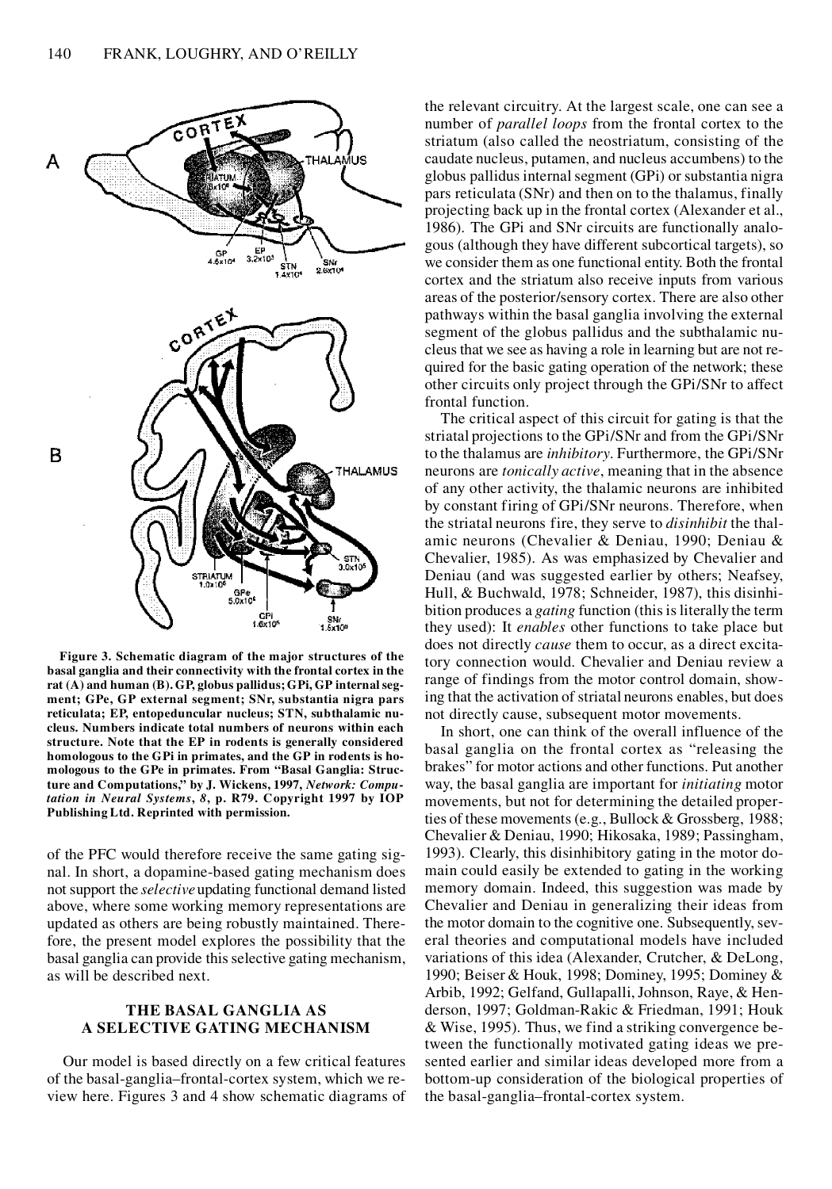**Figure 3. Schematic diagram of the major structures of the basal ganglia and their connectivity with the frontal cortex in the rat (A) and human (B). GP, globus pallidus; GPi, GP internal segment; GPe, GP external segment; SNr, substantia nigra pars reticulata; EP, entopeduncular nucleus; STN, subthalamic nucleus. Numbers indicate total numbers of neurons within each structure. Note that the EP in rodents is generally considered homologous to the GPi in primates, and the GP in rodents is homologous to the GPe in primates. From "Basal Ganglia: Structure and Computations," by J. Wickens, 1997, *Network: Computation in Neural Systems*, *8*, p. R79. Copyright 1997 by IOP Publishing Ltd. Reprinted with permission.**

of the PFC would therefore receive the same gating signal. In short, a dopamine-based gating mechanism does not support the *selective* updating functional demand listed above, where some working memory representations are updated as others are being robustly maintained. Therefore, the present model explores the possibility that the basal ganglia can provide this selective gating mechanism, as will be described next.

## THE BASAL GANGLIA AS A SELECTIVE GATING MECHANISM

Our model is based directly on a few critical features of the basal-ganglia–frontal-cortex system, which we review here. Figures 3 and 4 show schematic diagrams of the relevant circuitry. At the largest scale, one can see a number of *parallel loops* from the frontal cortex to the striatum (also called the neostriatum, consisting of the caudate nucleus, putamen, and nucleus accumbens) to the globus pallidus internal segment (GPi) or substantia nigra pars reticulata (SNr) and then on to the thalamus, finally projecting back up in the frontal cortex (Alexander et al., 1986). The GPi and SNr circuits are functionally analogous (although they have different subcortical targets), so we consider them as one functional entity. Both the frontal cortex and the striatum also receive inputs from various areas of the posterior/sensory cortex. There are also other pathways within the basal ganglia involving the external segment of the globus pallidus and the subthalamic nucleus that we see as having a role in learning but are not required for the basic gating operation of the network; these other circuits only project through the GPi/SNr to affect frontal function.

The critical aspect of this circuit for gating is that the striatal projections to the GPi/SNr and from the GPi/SNr to the thalamus are *inhibitory*. Furthermore, the GPi/SNr neurons are *tonically active*, meaning that in the absence of any other activity, the thalamic neurons are inhibited by constant firing of GPi/SNr neurons. Therefore, when the striatal neurons fire, they serve to *disinhibit* the thalamic neurons (Chevalier & Deniau, 1990; Deniau & Chevalier, 1985). As was emphasized by Chevalier and Deniau (and was suggested earlier by others; Neafsey, Hull, & Buchwald, 1978; Schneider, 1987), this disinhibition produces a *gating* function (this is literally the term they used): It *enables* other functions to take place but does not directly *cause* them to occur, as a direct excitatory connection would. Chevalier and Deniau review a range of findings from the motor control domain, showing that the activation of striatal neurons enables, but does not directly cause, subsequent motor movements.

In short, one can think of the overall influence of the basal ganglia on the frontal cortex as "releasing the brakes" for motor actions and other functions. Put another way, the basal ganglia are important for *initiating* motor movements, but not for determining the detailed properties of these movements (e.g., Bullock & Grossberg, 1988; Chevalier & Deniau, 1990; Hikosaka, 1989; Passingham, 1993). Clearly, this disinhibitory gating in the motor domain could easily be extended to gating in the working memory domain. Indeed, this suggestion was made by Chevalier and Deniau in generalizing their ideas from the motor domain to the cognitive one. Subsequently, several theories and computational models have included variations of this idea (Alexander, Crutcher, & DeLong, 1990; Beiser & Houk, 1998; Dominey, 1995; Dominey & Arbib, 1992; Gelfand, Gullapalli, Johnson, Raye, & Henderson, 1997; Goldman-Rakic & Friedman, 1991; Houk & Wise, 1995). Thus, we find a striking convergence between the functionally motivated gating ideas we presented earlier and similar ideas developed more from a bottom-up consideration of the biological properties of the basal-ganglia–frontal-cortex system.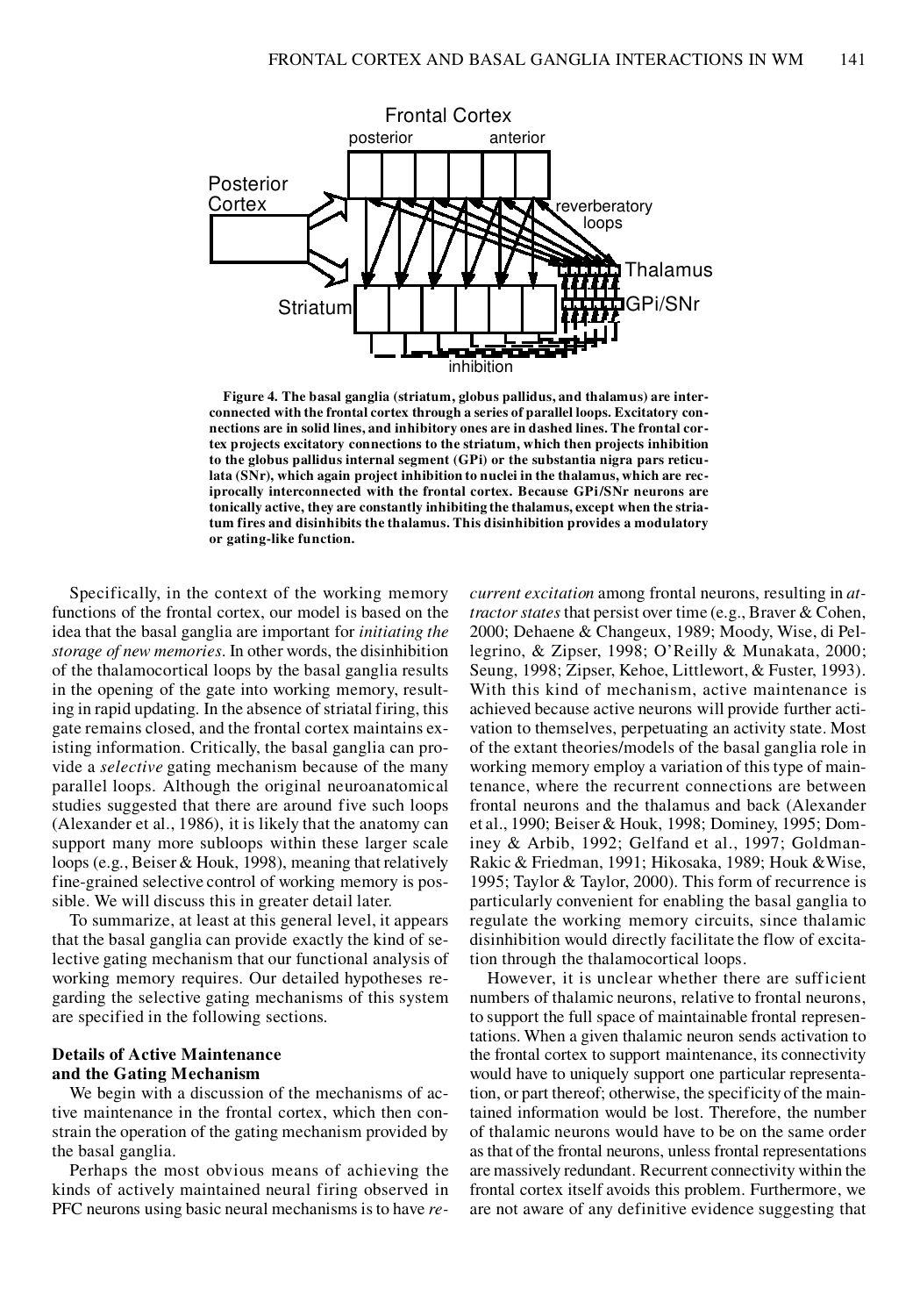Frontal Cortex

posterior

anterior

Posterior Cortex

reverberatory loops

Thalamus

Striatum

GPi/SNr

inhibition

**Figure 4. The basal ganglia (striatum, globus pallidus, and thalamus) are interconnected with the frontal cortex through a series of parallel loops. Excitatory connections are in solid lines, and inhibitory ones are in dashed lines. The frontal cortex projects excitatory connections to the striatum, which then projects inhibition to the globus pallidus internal segment (GPi) or the substantia nigra pars reticulata (SNr), which again project inhibition to nuclei in the thalamus, which are reciprocally interconnected with the frontal cortex. Because GPi/SNr neurons are tonically active, they are constantly inhibiting the thalamus, except when the striatum fires and disinhibits the thalamus. This disinhibition provides a modulatory or gating-like function.**

Specifically, in the context of the working memory functions of the frontal cortex, our model is based on the idea that the basal ganglia are important for *initiating the storage of new memories*. In other words, the disinhibition of the thalamocortical loops by the basal ganglia results in the opening of the gate into working memory, resulting in rapid updating. In the absence of striatal firing, this gate remains closed, and the frontal cortex maintains existing information. Critically, the basal ganglia can provide a *selective* gating mechanism because of the many parallel loops. Although the original neuroanatomical studies suggested that there are around five such loops (Alexander et al., 1986), it is likely that the anatomy can support many more subloops within these larger scale loops (e.g., Beiser & Houk, 1998), meaning that relatively fine-grained selective control of working memory is possible. We will discuss this in greater detail later.

To summarize, at least at this general level, it appears that the basal ganglia can provide exactly the kind of selective gating mechanism that our functional analysis of working memory requires. Our detailed hypotheses regarding the selective gating mechanisms of this system are specified in the following sections.

### Details of Active Maintenance and the Gating Mechanism

We begin with a discussion of the mechanisms of active maintenance in the frontal cortex, which then constrain the operation of the gating mechanism provided by the basal ganglia.

Perhaps the most obvious means of achieving the kinds of actively maintained neural firing observed in PFC neurons using basic neural mechanisms is to have *recurrent excitation* among frontal neurons, resulting in *attractor states* that persist over time (e.g., Braver & Cohen, 2000; Dehaene & Changeux, 1989; Moody, Wise, di Pellegrino, & Zipser, 1998; O'Reilly & Munakata, 2000; Seung, 1998; Zipser, Kehoe, Littlewort, & Fuster, 1993). With this kind of mechanism, active maintenance is achieved because active neurons will provide further activation to themselves, perpetuating an activity state. Most of the extant theories/models of the basal ganglia role in working memory employ a variation of this type of maintenance, where the recurrent connections are between frontal neurons and the thalamus and back (Alexander et al., 1990; Beiser & Houk, 1998; Dominey, 1995; Dominey & Arbib, 1992; Gelfand et al., 1997; Goldman-Rakic & Friedman, 1991; Hikosaka, 1989; Houk &Wise, 1995; Taylor & Taylor, 2000). This form of recurrence is particularly convenient for enabling the basal ganglia to regulate the working memory circuits, since thalamic disinhibition would directly facilitate the flow of excitation through the thalamocortical loops.

However, it is unclear whether there are sufficient numbers of thalamic neurons, relative to frontal neurons, to support the full space of maintainable frontal representations. When a given thalamic neuron sends activation to the frontal cortex to support maintenance, its connectivity would have to uniquely support one particular representation, or part thereof; otherwise, the specificity of the maintained information would be lost. Therefore, the number of thalamic neurons would have to be on the same order as that of the frontal neurons, unless frontal representations are massively redundant. Recurrent connectivity within the frontal cortex itself avoids this problem. Furthermore, we are not aware of any definitive evidence suggesting that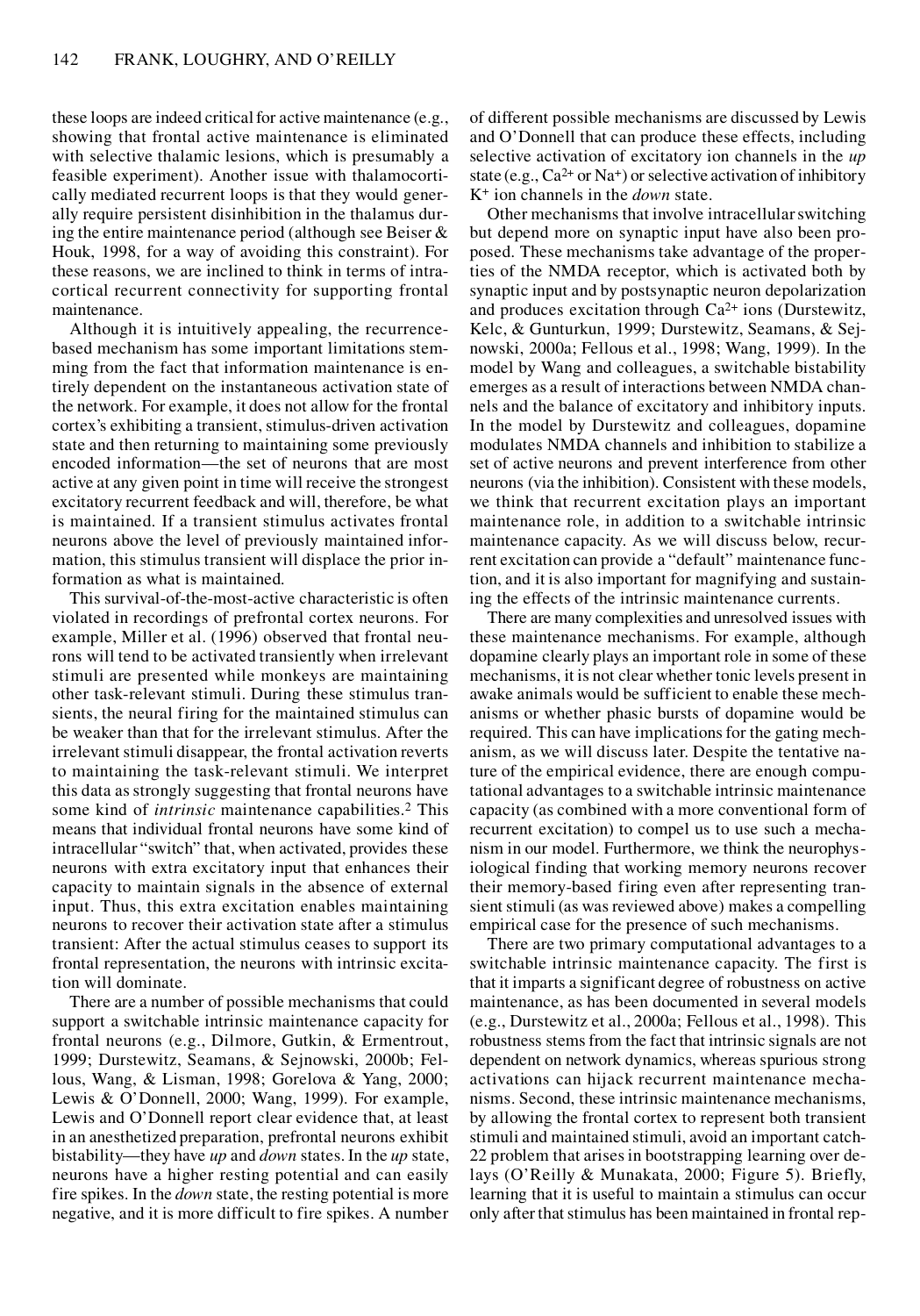these loops are indeed critical for active maintenance (e.g., showing that frontal active maintenance is eliminated with selective thalamic lesions, which is presumably a feasible experiment). Another issue with thalamocortically mediated recurrent loops is that they would generally require persistent disinhibition in the thalamus during the entire maintenance period (although see Beiser & Houk, 1998, for a way of avoiding this constraint). For these reasons, we are inclined to think in terms of intracortical recurrent connectivity for supporting frontal maintenance.

Although it is intuitively appealing, the recurrence-based mechanism has some important limitations stemming from the fact that information maintenance is entirely dependent on the instantaneous activation state of the network. For example, it does not allow for the frontal cortex's exhibiting a transient, stimulus-driven activation state and then returning to maintaining some previously encoded information—the set of neurons that are most active at any given point in time will receive the strongest excitatory recurrent feedback and will, therefore, be what is maintained. If a transient stimulus activates frontal neurons above the level of previously maintained information, this stimulus transient will displace the prior information as what is maintained.

This survival-of-the-most-active characteristic is often violated in recordings of prefrontal cortex neurons. For example, Miller et al. (1996) observed that frontal neurons will tend to be activated transiently when irrelevant stimuli are presented while monkeys are maintaining other task-relevant stimuli. During these stimulus transients, the neural firing for the maintained stimulus can be weaker than that for the irrelevant stimulus. After the irrelevant stimuli disappear, the frontal activation reverts to maintaining the task-relevant stimuli. We interpret this data as strongly suggesting that frontal neurons have some kind of *intrinsic* maintenance capabilities.[2] This means that individual frontal neurons have some kind of intracellular "switch" that, when activated, provides these neurons with extra excitatory input that enhances their capacity to maintain signals in the absence of external input. Thus, this extra excitation enables maintaining neurons to recover their activation state after a stimulus transient: After the actual stimulus ceases to support its frontal representation, the neurons with intrinsic excitation will dominate.

There are a number of possible mechanisms that could support a switchable intrinsic maintenance capacity for frontal neurons (e.g., Dilmore, Gutkin, & Ermentrout, 1999; Durstewitz, Seamans, & Sejnowski, 2000b; Fellous, Wang, & Lisman, 1998; Gorelova & Yang, 2000; Lewis & O'Donnell, 2000; Wang, 1999). For example, Lewis and O'Donnell report clear evidence that, at least in an anesthetized preparation, prefrontal neurons exhibit bistability—they have *up* and *down* states. In the *up* state, neurons have a higher resting potential and can easily fire spikes. In the *down* state, the resting potential is more negative, and it is more difficult to fire spikes. A number of different possible mechanisms are discussed by Lewis and O'Donnell that can produce these effects, including selective activation of excitatory ion channels in the *up* state (e.g., $Ca^{2+}$ or $Na^{+}$) or selective activation of inhibitory $K^{+}$ ion channels in the *down* state.

Other mechanisms that involve intracellular switching but depend more on synaptic input have also been proposed. These mechanisms take advantage of the properties of the NMDA receptor, which is activated both by synaptic input and by postsynaptic neuron depolarization and produces excitation through $Ca^{2+}$ ions (Durstewitz, Kelc, & Gunturkun, 1999; Durstewitz, Seamans, & Sejnowski, 2000a; Fellous et al., 1998; Wang, 1999). In the model by Wang and colleagues, a switchable bistability emerges as a result of interactions between NMDA channels and the balance of excitatory and inhibitory inputs. In the model by Durstewitz and colleagues, dopamine modulates NMDA channels and inhibition to stabilize a set of active neurons and prevent interference from other neurons (via the inhibition). Consistent with these models, we think that recurrent excitation plays an important maintenance role, in addition to a switchable intrinsic maintenance capacity. As we will discuss below, recurrent excitation can provide a "default" maintenance function, and it is also important for magnifying and sustaining the effects of the intrinsic maintenance currents.

There are many complexities and unresolved issues with these maintenance mechanisms. For example, although dopamine clearly plays an important role in some of these mechanisms, it is not clear whether tonic levels present in awake animals would be sufficient to enable these mechanisms or whether phasic bursts of dopamine would be required. This can have implications for the gating mechanism, as we will discuss later. Despite the tentative nature of the empirical evidence, there are enough computational advantages to a switchable intrinsic maintenance capacity (as combined with a more conventional form of recurrent excitation) to compel us to use such a mechanism in our model. Furthermore, we think the neurophysiological finding that working memory neurons recover their memory-based firing even after representing transient stimuli (as was reviewed above) makes a compelling empirical case for the presence of such mechanisms.

There are two primary computational advantages to a switchable intrinsic maintenance capacity. The first is that it imparts a significant degree of robustness on active maintenance, as has been documented in several models (e.g., Durstewitz et al., 2000a; Fellous et al., 1998). This robustness stems from the fact that intrinsic signals are not dependent on network dynamics, whereas spurious strong activations can hijack recurrent maintenance mechanisms. Second, these intrinsic maintenance mechanisms, by allowing the frontal cortex to represent both transient stimuli and maintained stimuli, avoid an important catch-22 problem that arises in bootstrapping learning over delays (O'Reilly & Munakata, 2000; Figure 5). Briefly, learning that it is useful to maintain a stimulus can occur only after that stimulus has been maintained in frontal rep-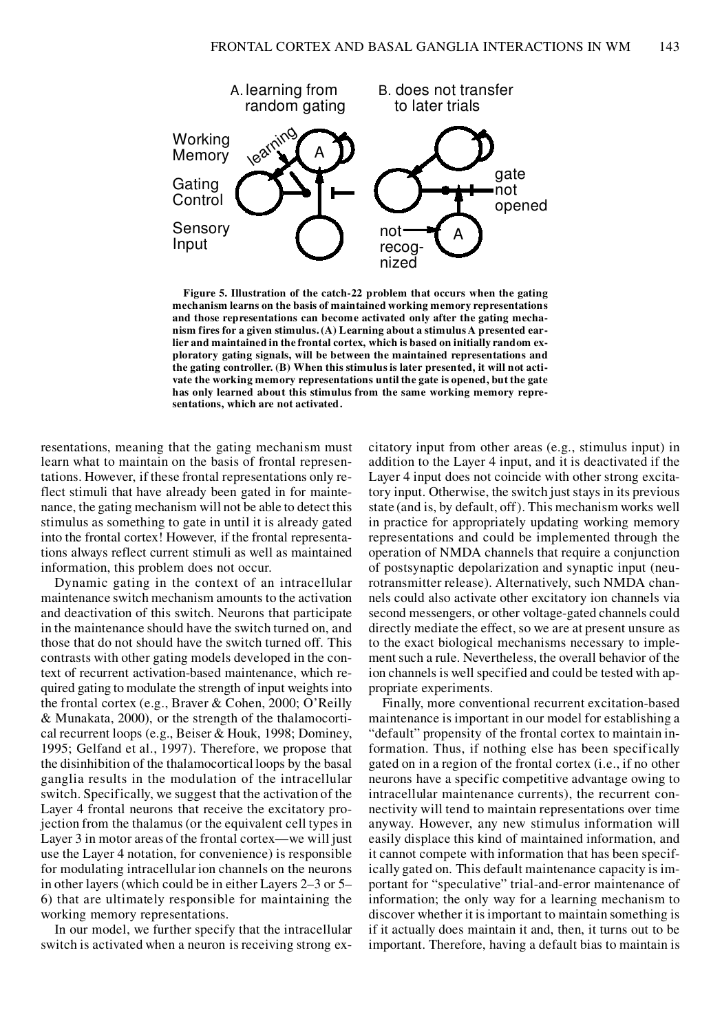**Figure 5. Illustration of the catch-22 problem that occurs when the gating mechanism learns on the basis of maintained working memory representations and those representations can become activated only after the gating mechanism fires for a given stimulus. (A) Learning about a stimulus A presented earlier and maintained in the frontal cortex, which is based on initially random exploratory gating signals, will be between the maintained representations and the gating controller. (B) When this stimulus is later presented, it will not activate the working memory representations until the gate is opened, but the gate has only learned about this stimulus from the same working memory representations, which are not activated.**

resentations, meaning that the gating mechanism must learn what to maintain on the basis of frontal representations. However, if these frontal representations only reflect stimuli that have already been gated in for maintenance, the gating mechanism will not be able to detect this stimulus as something to gate in until it is already gated into the frontal cortex! However, if the frontal representations always reflect current stimuli as well as maintained information, this problem does not occur.

Dynamic gating in the context of an intracellular maintenance switch mechanism amounts to the activation and deactivation of this switch. Neurons that participate in the maintenance should have the switch turned on, and those that do not should have the switch turned off. This contrasts with other gating models developed in the context of recurrent activation-based maintenance, which required gating to modulate the strength of input weights into the frontal cortex (e.g., Braver & Cohen, 2000; O'Reilly & Munakata, 2000), or the strength of the thalamocortical recurrent loops (e.g., Beiser & Houk, 1998; Dominey, 1995; Gelfand et al., 1997). Therefore, we propose that the disinhibition of the thalamocortical loops by the basal ganglia results in the modulation of the intracellular switch. Specifically, we suggest that the activation of the Layer 4 frontal neurons that receive the excitatory projection from the thalamus (or the equivalent cell types in Layer 3 in motor areas of the frontal cortex—we will just use the Layer 4 notation, for convenience) is responsible for modulating intracellular ion channels on the neurons in other layers (which could be in either Layers 2–3 or 5–6) that are ultimately responsible for maintaining the working memory representations.

In our model, we further specify that the intracellular switch is activated when a neuron is receiving strong excitatory input from other areas (e.g., stimulus input) in addition to the Layer 4 input, and it is deactivated if the Layer 4 input does not coincide with other strong excitatory input. Otherwise, the switch just stays in its previous state (and is, by default, off). This mechanism works well in practice for appropriately updating working memory representations and could be implemented through the operation of NMDA channels that require a conjunction of postsynaptic depolarization and synaptic input (neurotransmitter release). Alternatively, such NMDA channels could also activate other excitatory ion channels via second messengers, or other voltage-gated channels could directly mediate the effect, so we are at present unsure as to the exact biological mechanisms necessary to implement such a rule. Nevertheless, the overall behavior of the ion channels is well specified and could be tested with appropriate experiments.

Finally, more conventional recurrent excitation-based maintenance is important in our model for establishing a "default" propensity of the frontal cortex to maintain information. Thus, if nothing else has been specifically gated on in a region of the frontal cortex (i.e., if no other neurons have a specific competitive advantage owing to intracellular maintenance currents), the recurrent connectivity will tend to maintain representations over time anyway. However, any new stimulus information will easily displace this kind of maintained information, and it cannot compete with information that has been specifically gated on. This default maintenance capacity is important for "speculative" trial-and-error maintenance of information; the only way for a learning mechanism to discover whether it is important to maintain something is if it actually does maintain it and, then, it turns out to be important. Therefore, having a default bias to maintain is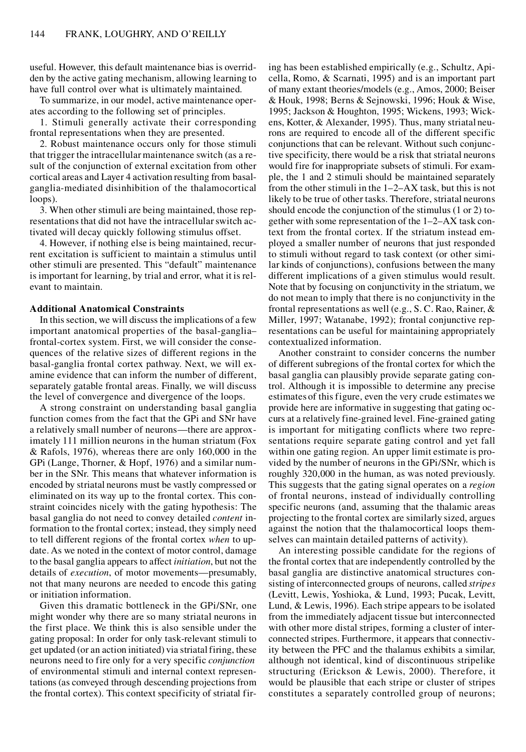useful. However, this default maintenance bias is overridden by the active gating mechanism, allowing learning to have full control over what is ultimately maintained.

To summarize, in our model, active maintenance operates according to the following set of principles.

1. Stimuli generally activate their corresponding frontal representations when they are presented.

2. Robust maintenance occurs only for those stimuli that trigger the intracellular maintenance switch (as a result of the conjunction of external excitation from other cortical areas and Layer 4 activation resulting from basal-ganglia-mediated disinhibition of the thalamocortical loops).

3. When other stimuli are being maintained, those representations that did not have the intracellular switch activated will decay quickly following stimulus offset.

4. However, if nothing else is being maintained, recurrent excitation is sufficient to maintain a stimulus until other stimuli are presented. This "default" maintenance is important for learning, by trial and error, what it is relevant to maintain.

### Additional Anatomical Constraints

In this section, we will discuss the implications of a few important anatomical properties of the basal-ganglia–frontal-cortex system. First, we will consider the consequences of the relative sizes of different regions in the basal-ganglia frontal cortex pathway. Next, we will examine evidence that can inform the number of different, separately gatable frontal areas. Finally, we will discuss the level of convergence and divergence of the loops.

A strong constraint on understanding basal ganglia function comes from the fact that the GPi and SNr have a relatively small number of neurons—there are approximately 111 million neurons in the human striatum (Fox & Rafols, 1976), whereas there are only 160,000 in the GPi (Lange, Thorner, & Hopf, 1976) and a similar number in the SNr. This means that whatever information is encoded by striatal neurons must be vastly compressed or eliminated on its way up to the frontal cortex. This constraint coincides nicely with the gating hypothesis: The basal ganglia do not need to convey detailed *content* information to the frontal cortex; instead, they simply need to tell different regions of the frontal cortex *when* to update. As we noted in the context of motor control, damage to the basal ganglia appears to affect *initiation*, but not the details of *execution*, of motor movements—presumably, not that many neurons are needed to encode this gating or initiation information.

Given this dramatic bottleneck in the GPi/SNr, one might wonder why there are so many striatal neurons in the first place. We think this is also sensible under the gating proposal: In order for only task-relevant stimuli to get updated (or an action initiated) via striatal firing, these neurons need to fire only for a very specific *conjunction* of environmental stimuli and internal context representations (as conveyed through descending projections from the frontal cortex). This context specificity of striatal firing has been established empirically (e.g., Schultz, Apicella, Romo, & Scarnati, 1995) and is an important part of many extant theories/models (e.g., Amos, 2000; Beiser & Houk, 1998; Berns & Sejnowski, 1996; Houk & Wise, 1995; Jackson & Houghton, 1995; Wickens, 1993; Wickens, Kotter, & Alexander, 1995). Thus, many striatal neurons are required to encode all of the different specific conjunctions that can be relevant. Without such conjunctive specificity, there would be a risk that striatal neurons would fire for inappropriate subsets of stimuli. For example, the 1 and 2 stimuli should be maintained separately from the other stimuli in the 1–2–AX task, but this is not likely to be true of other tasks. Therefore, striatal neurons should encode the conjunction of the stimulus (1 or 2) together with some representation of the 1–2–AX task context from the frontal cortex. If the striatum instead employed a smaller number of neurons that just responded to stimuli without regard to task context (or other similar kinds of conjunctions), confusions between the many different implications of a given stimulus would result. Note that by focusing on conjunctivity in the striatum, we do not mean to imply that there is no conjunctivity in the frontal representations as well (e.g., S. C. Rao, Rainer, & Miller, 1997; Watanabe, 1992); frontal conjunctive representations can be useful for maintaining appropriately contextualized information.

Another constraint to consider concerns the number of different subregions of the frontal cortex for which the basal ganglia can plausibly provide separate gating control. Although it is impossible to determine any precise estimates of this figure, even the very crude estimates we provide here are informative in suggesting that gating occurs at a relatively fine-grained level. Fine-grained gating is important for mitigating conflicts where two representations require separate gating control and yet fall within one gating region. An upper limit estimate is provided by the number of neurons in the GPi/SNr, which is roughly 320,000 in the human, as was noted previously. This suggests that the gating signal operates on a *region* of frontal neurons, instead of individually controlling specific neurons (and, assuming that the thalamic areas projecting to the frontal cortex are similarly sized, argues against the notion that the thalamocortical loops themselves can maintain detailed patterns of activity).

An interesting possible candidate for the regions of the frontal cortex that are independently controlled by the basal ganglia are distinctive anatomical structures consisting of interconnected groups of neurons, called *stripes* (Levitt, Lewis, Yoshioka, & Lund, 1993; Pucak, Levitt, Lund, & Lewis, 1996). Each stripe appears to be isolated from the immediately adjacent tissue but interconnected with other more distal stripes, forming a cluster of interconnected stripes. Furthermore, it appears that connectivity between the PFC and the thalamus exhibits a similar, although not identical, kind of discontinuous stripelike structuring (Erickson & Lewis, 2000). Therefore, it would be plausible that each stripe or cluster of stripes constitutes a separately controlled group of neurons;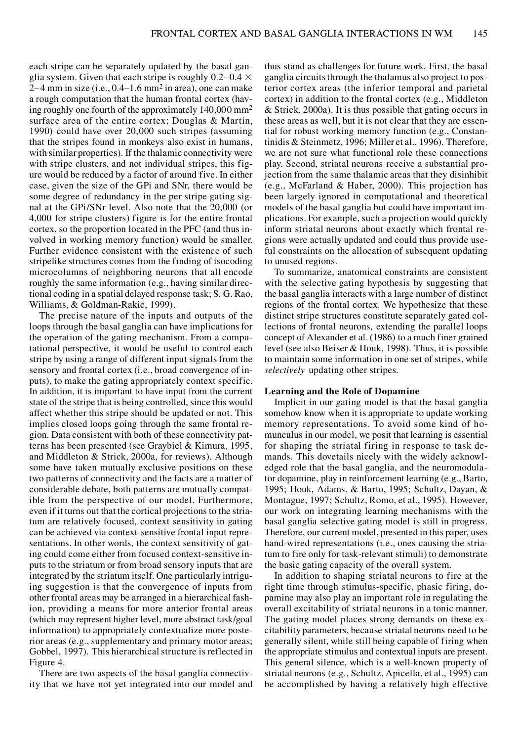each stripe can be separately updated by the basal ganglia system. Given that each stripe is roughly $0.2–0.4 \times 2–4$ mm in size (i.e., $0.4–1.6$ mm$^2$ in area), one can make a rough computation that the human frontal cortex (having roughly one fourth of the approximately 140,000 mm$^2$ surface area of the entire cortex; Douglas & Martin, 1990) could have over 20,000 such stripes (assuming that the stripes found in monkeys also exist in humans, with similar properties). If the thalamic connectivity were with stripe clusters, and not individual stripes, this figure would be reduced by a factor of around five. In either case, given the size of the GPi and SNr, there would be some degree of redundancy in the per stripe gating signal at the GPi/SNr level. Also note that the 20,000 (or 4,000 for stripe clusters) figure is for the entire frontal cortex, so the proportion located in the PFC (and thus involved in working memory function) would be smaller. Further evidence consistent with the existence of such stripelike structures comes from the finding of isocoding microcolumns of neighboring neurons that all encode roughly the same information (e.g., having similar directional coding in a spatial delayed response task; S. G. Rao, Williams, & Goldman-Rakic, 1999).

The precise nature of the inputs and outputs of the loops through the basal ganglia can have implications for the operation of the gating mechanism. From a computational perspective, it would be useful to control each stripe by using a range of different input signals from the sensory and frontal cortex (i.e., broad convergence of inputs), to make the gating appropriately context specific. In addition, it is important to have input from the current state of the stripe that is being controlled, since this would affect whether this stripe should be updated or not. This implies closed loops going through the same frontal region. Data consistent with both of these connectivity patterns has been presented (see Graybiel & Kimura, 1995, and Middleton & Strick, 2000a, for reviews). Although some have taken mutually exclusive positions on these two patterns of connectivity and the facts are a matter of considerable debate, both patterns are mutually compatible from the perspective of our model. Furthermore, even if it turns out that the cortical projections to the striatum are relatively focused, context sensitivity in gating can be achieved via context-sensitive frontal input representations. In other words, the context sensitivity of gating could come either from focused context-sensitive inputs to the striatum or from broad sensory inputs that are integrated by the striatum itself. One particularly intriguing suggestion is that the convergence of inputs from other frontal areas may be arranged in a hierarchical fashion, providing a means for more anterior frontal areas (which may represent higher level, more abstract task/goal information) to appropriately contextualize more posterior areas (e.g., supplementary and primary motor areas; Gobbel, 1997). This hierarchical structure is reflected in Figure 4.

There are two aspects of the basal ganglia connectivity that we have not yet integrated into our model and thus stand as challenges for future work. First, the basal ganglia circuits through the thalamus also project to posterior cortex areas (the inferior temporal and parietal cortex) in addition to the frontal cortex (e.g., Middleton & Strick, 2000a). It is thus possible that gating occurs in these areas as well, but it is not clear that they are essential for robust working memory function (e.g., Constantinidis & Steinmetz, 1996; Miller et al., 1996). Therefore, we are not sure what functional role these connections play. Second, striatal neurons receive a substantial projection from the same thalamic areas that they disinhibit (e.g., McFarland & Haber, 2000). This projection has been largely ignored in computational and theoretical models of the basal ganglia but could have important implications. For example, such a projection would quickly inform striatal neurons about exactly which frontal regions were actually updated and could thus provide useful constraints on the allocation of subsequent updating to unused regions.

To summarize, anatomical constraints are consistent with the selective gating hypothesis by suggesting that the basal ganglia interacts with a large number of distinct regions of the frontal cortex. We hypothesize that these distinct stripe structures constitute separately gated collections of frontal neurons, extending the parallel loops concept of Alexander et al. (1986) to a much finer grained level (see also Beiser & Houk, 1998). Thus, it is possible to maintain some information in one set of stripes, while *selectively* updating other stripes.

### Learning and the Role of Dopamine

Implicit in our gating model is that the basal ganglia somehow know when it is appropriate to update working memory representations. To avoid some kind of homunculus in our model, we posit that learning is essential for shaping the striatal firing in response to task demands. This dovetails nicely with the widely acknowledged role that the basal ganglia, and the neuromodulator dopamine, play in reinforcement learning (e.g., Barto, 1995; Houk, Adams, & Barto, 1995; Schultz, Dayan, & Montague, 1997; Schultz, Romo, et al., 1995). However, our work on integrating learning mechanisms with the basal ganglia selective gating model is still in progress. Therefore, our current model, presented in this paper, uses hand-wired representations (i.e., ones causing the striatum to fire only for task-relevant stimuli) to demonstrate the basic gating capacity of the overall system.

In addition to shaping striatal neurons to fire at the right time through stimulus-specific, phasic firing, dopamine may also play an important role in regulating the overall excitability of striatal neurons in a tonic manner. The gating model places strong demands on these excitability parameters, because striatal neurons need to be generally silent, while still being capable of firing when the appropriate stimulus and contextual inputs are present. This general silence, which is a well-known property of striatal neurons (e.g., Schultz, Apicella, et al., 1995) can be accomplished by having a relatively high effective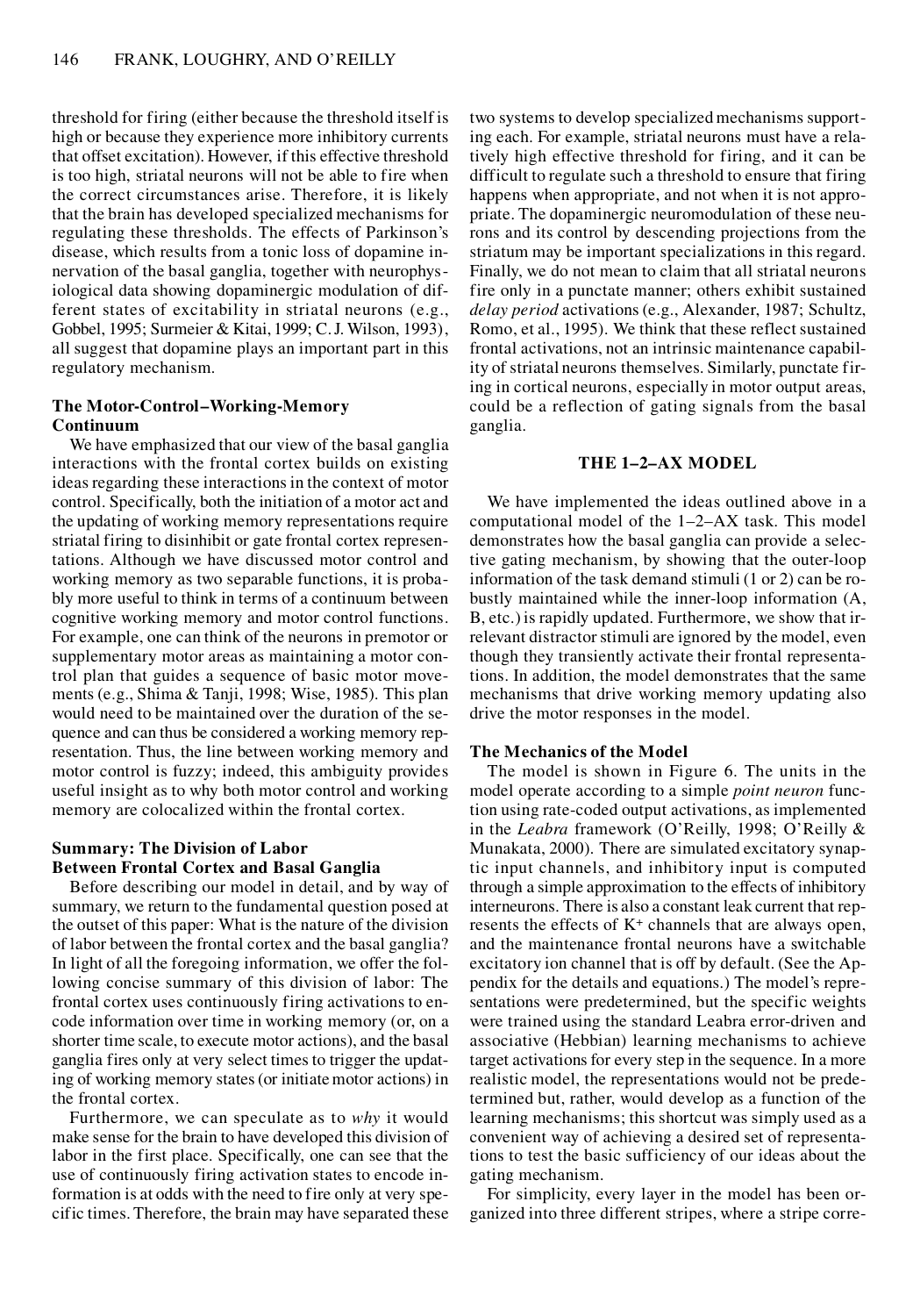threshold for firing (either because the threshold itself is high or because they experience more inhibitory currents that offset excitation). However, if this effective threshold is too high, striatal neurons will not be able to fire when the correct circumstances arise. Therefore, it is likely that the brain has developed specialized mechanisms for regulating these thresholds. The effects of Parkinson's disease, which results from a tonic loss of dopamine innervation of the basal ganglia, together with neurophysiological data showing dopaminergic modulation of different states of excitability in striatal neurons (e.g., Gobbel, 1995; Surmeier & Kitai, 1999; C. J. Wilson, 1993), all suggest that dopamine plays an important part in this regulatory mechanism.

### The Motor-Control–Working-Memory Continuum

We have emphasized that our view of the basal ganglia interactions with the frontal cortex builds on existing ideas regarding these interactions in the context of motor control. Specifically, both the initiation of a motor act and the updating of working memory representations require striatal firing to disinhibit or gate frontal cortex representations. Although we have discussed motor control and working memory as two separable functions, it is probably more useful to think in terms of a continuum between cognitive working memory and motor control functions. For example, one can think of the neurons in premotor or supplementary motor areas as maintaining a motor control plan that guides a sequence of basic motor movements (e.g., Shima & Tanji, 1998; Wise, 1985). This plan would need to be maintained over the duration of the sequence and can thus be considered a working memory representation. Thus, the line between working memory and motor control is fuzzy; indeed, this ambiguity provides useful insight as to why both motor control and working memory are colocalized within the frontal cortex.

### Summary: The Division of Labor Between Frontal Cortex and Basal Ganglia

Before describing our model in detail, and by way of summary, we return to the fundamental question posed at the outset of this paper: What is the nature of the division of labor between the frontal cortex and the basal ganglia? In light of all the foregoing information, we offer the following concise summary of this division of labor: The frontal cortex uses continuously firing activations to encode information over time in working memory (or, on a shorter time scale, to execute motor actions), and the basal ganglia fires only at very select times to trigger the updating of working memory states (or initiate motor actions) in the frontal cortex.

Furthermore, we can speculate as to *why* it would make sense for the brain to have developed this division of labor in the first place. Specifically, one can see that the use of continuously firing activation states to encode information is at odds with the need to fire only at very specific times. Therefore, the brain may have separated these two systems to develop specialized mechanisms supporting each. For example, striatal neurons must have a relatively high effective threshold for firing, and it can be difficult to regulate such a threshold to ensure that firing happens when appropriate, and not when it is not appropriate. The dopaminergic neuromodulation of these neurons and its control by descending projections from the striatum may be important specializations in this regard. Finally, we do not mean to claim that all striatal neurons fire only in a punctate manner; others exhibit sustained *delay period* activations (e.g., Alexander, 1987; Schultz, Romo, et al., 1995). We think that these reflect sustained frontal activations, not an intrinsic maintenance capability of striatal neurons themselves. Similarly, punctate firing in cortical neurons, especially in motor output areas, could be a reflection of gating signals from the basal ganglia.

## THE 1–2–AX MODEL

We have implemented the ideas outlined above in a computational model of the 1–2–AX task. This model demonstrates how the basal ganglia can provide a selective gating mechanism, by showing that the outer-loop information of the task demand stimuli (1 or 2) can be robustly maintained while the inner-loop information (A, B, etc.) is rapidly updated. Furthermore, we show that irrelevant distractor stimuli are ignored by the model, even though they transiently activate their frontal representations. In addition, the model demonstrates that the same mechanisms that drive working memory updating also drive the motor responses in the model.

### The Mechanics of the Model

The model is shown in Figure 6. The units in the model operate according to a simple *point neuron* function using rate-coded output activations, as implemented in the *Leabra* framework (O'Reilly, 1998; O'Reilly & Munakata, 2000). There are simulated excitatory synaptic input channels, and inhibitory input is computed through a simple approximation to the effects of inhibitory interneurons. There is also a constant leak current that represents the effects of $K^+$ channels that are always open, and the maintenance frontal neurons have a switchable excitatory ion channel that is off by default. (See the Appendix for the details and equations.) The model's representations were predetermined, but the specific weights were trained using the standard Leabra error-driven and associative (Hebbian) learning mechanisms to achieve target activations for every step in the sequence. In a more realistic model, the representations would not be predetermined but, rather, would develop as a function of the learning mechanisms; this shortcut was simply used as a convenient way of achieving a desired set of representations to test the basic sufficiency of our ideas about the gating mechanism.

For simplicity, every layer in the model has been organized into three different stripes, where a stripe corre-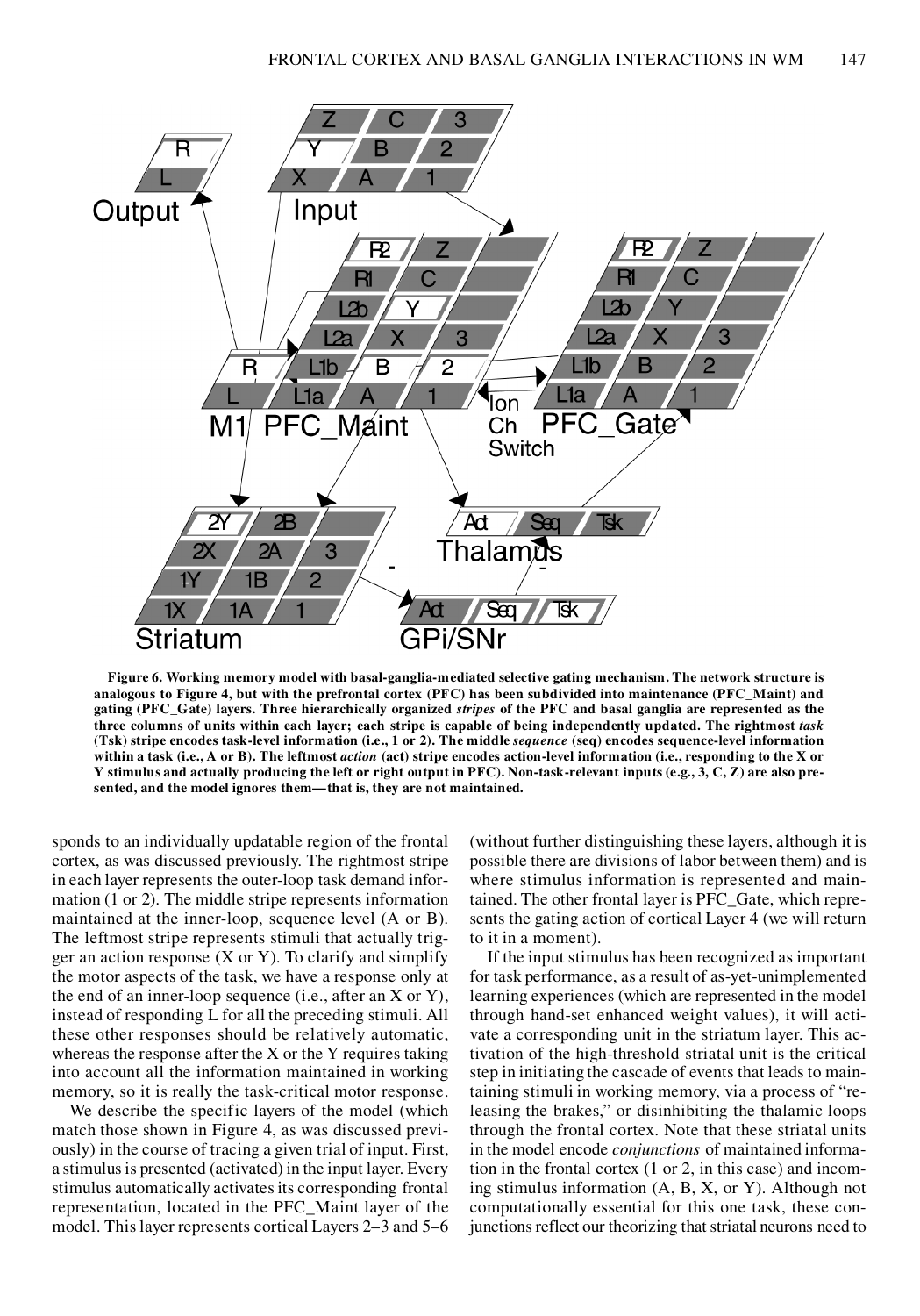**Figure 6. Working memory model with basal-ganglia-mediated selective gating mechanism. The network structure is analogous to Figure 4, but with the prefrontal cortex (PFC) has been subdivided into maintenance (PFC_Maint) and gating (PFC_Gate) layers. Three hierarchically organized *stripes* of the PFC and basal ganglia are represented as the three columns of units within each layer; each stripe is capable of being independently updated. The rightmost *task* (Tsk) stripe encodes task-level information (i.e., 1 or 2). The middle *sequence* (seq) encodes sequence-level information within a task (i.e., A or B). The leftmost *action* (act) stripe encodes action-level information (i.e., responding to the X or Y stimulus and actually producing the left or right output in PFC). Non-task-relevant inputs (e.g., 3, C, Z) are also presented, and the model ignores them—that is, they are not maintained.**

sponds to an individually updatable region of the frontal cortex, as was discussed previously. The rightmost stripe in each layer represents the outer-loop task demand information (1 or 2). The middle stripe represents information maintained at the inner-loop, sequence level (A or B). The leftmost stripe represents stimuli that actually trigger an action response (X or Y). To clarify and simplify the motor aspects of the task, we have a response only at the end of an inner-loop sequence (i.e., after an X or Y), instead of responding L for all the preceding stimuli. All these other responses should be relatively automatic, whereas the response after the X or the Y requires taking into account all the information maintained in working memory, so it is really the task-critical motor response.

We describe the specific layers of the model (which match those shown in Figure 4, as was discussed previously) in the course of tracing a given trial of input. First, a stimulus is presented (activated) in the input layer. Every stimulus automatically activates its corresponding frontal representation, located in the PFC_Maint layer of the model. This layer represents cortical Layers 2–3 and 5–6 (without further distinguishing these layers, although it is possible there are divisions of labor between them) and is where stimulus information is represented and maintained. The other frontal layer is PFC_Gate, which represents the gating action of cortical Layer 4 (we will return to it in a moment).

If the input stimulus has been recognized as important for task performance, as a result of as-yet-unimplemented learning experiences (which are represented in the model through hand-set enhanced weight values), it will activate a corresponding unit in the striatum layer. This activation of the high-threshold striatal unit is the critical step in initiating the cascade of events that leads to maintaining stimuli in working memory, via a process of "releasing the brakes," or disinhibiting the thalamic loops through the frontal cortex. Note that these striatal units in the model encode *conjunctions* of maintained information in the frontal cortex (1 or 2, in this case) and incoming stimulus information (A, B, X, or Y). Although not computationally essential for this one task, these conjunctions reflect our theorizing that striatal neurons need to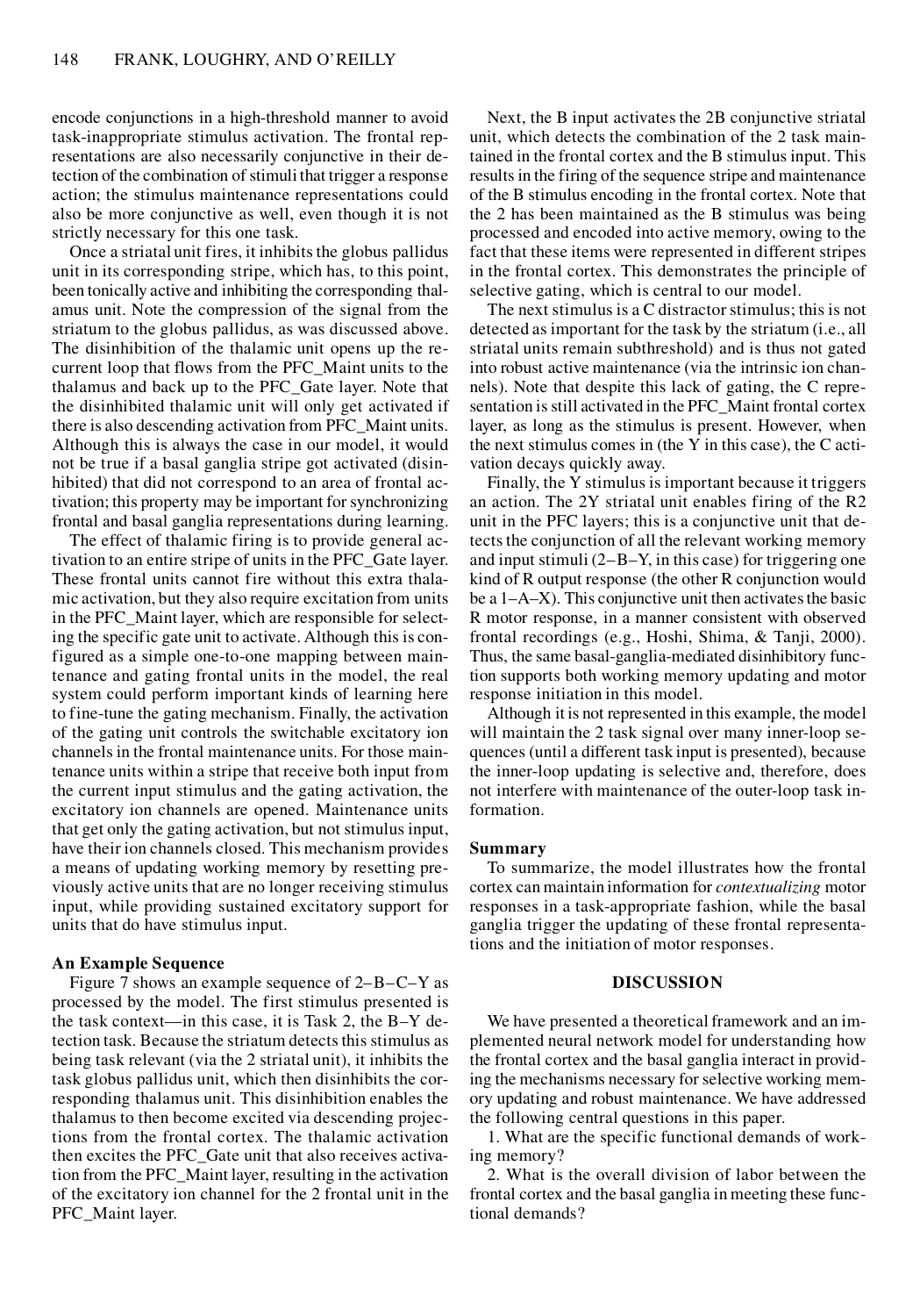encode conjunctions in a high-threshold manner to avoid task-inappropriate stimulus activation. The frontal representations are also necessarily conjunctive in their detection of the combination of stimuli that trigger a response action; the stimulus maintenance representations could also be more conjunctive as well, even though it is not strictly necessary for this one task.

Once a striatal unit fires, it inhibits the globus pallidus unit in its corresponding stripe, which has, to this point, been tonically active and inhibiting the corresponding thalamus unit. Note the compression of the signal from the striatum to the globus pallidus, as was discussed above. The disinhibition of the thalamic unit opens up the recurrent loop that flows from the PFC_Maint units to the thalamus and back up to the PFC_Gate layer. Note that the disinhibited thalamic unit will only get activated if there is also descending activation from PFC_Maint units. Although this is always the case in our model, it would not be true if a basal ganglia stripe got activated (disinhibited) that did not correspond to an area of frontal activation; this property may be important for synchronizing frontal and basal ganglia representations during learning.

The effect of thalamic firing is to provide general activation to an entire stripe of units in the PFC_Gate layer. These frontal units cannot fire without this extra thalamic activation, but they also require excitation from units in the PFC_Maint layer, which are responsible for selecting the specific gate unit to activate. Although this is configured as a simple one-to-one mapping between maintenance and gating frontal units in the model, the real system could perform important kinds of learning here to fine-tune the gating mechanism. Finally, the activation of the gating unit controls the switchable excitatory ion channels in the frontal maintenance units. For those maintenance units within a stripe that receive both input from the current input stimulus and the gating activation, the excitatory ion channels are opened. Maintenance units that get only the gating activation, but not stimulus input, have their ion channels closed. This mechanism provides a means of updating working memory by resetting previously active units that are no longer receiving stimulus input, while providing sustained excitatory support for units that do have stimulus input.

**An Example Sequence**

Figure 7 shows an example sequence of 2–B–C–Y as processed by the model. The first stimulus presented is the task context—in this case, it is Task 2, the B–Y detection task. Because the striatum detects this stimulus as being task relevant (via the 2 striatal unit), it inhibits the task globus pallidus unit, which then disinhibits the corresponding thalamus unit. This disinhibition enables the thalamus to then become excited via descending projections from the frontal cortex. The thalamic activation then excites the PFC_Gate unit that also receives activation from the PFC_Maint layer, resulting in the activation of the excitatory ion channel for the 2 frontal unit in the PFC_Maint layer.

Next, the B input activates the 2B conjunctive striatal unit, which detects the combination of the 2 task maintained in the frontal cortex and the B stimulus input. This results in the firing of the sequence stripe and maintenance of the B stimulus encoding in the frontal cortex. Note that the 2 has been maintained as the B stimulus was being processed and encoded into active memory, owing to the fact that these items were represented in different stripes in the frontal cortex. This demonstrates the principle of selective gating, which is central to our model.

The next stimulus is a C distractor stimulus; this is not detected as important for the task by the striatum (i.e., all striatal units remain subthreshold) and is thus not gated into robust active maintenance (via the intrinsic ion channels). Note that despite this lack of gating, the C representation is still activated in the PFC_Maint frontal cortex layer, as long as the stimulus is present. However, when the next stimulus comes in (the Y in this case), the C activation decays quickly away.

Finally, the Y stimulus is important because it triggers an action. The 2Y striatal unit enables firing of the R2 unit in the PFC layers; this is a conjunctive unit that detects the conjunction of all the relevant working memory and input stimuli (2–B–Y, in this case) for triggering one kind of R output response (the other R conjunction would be a 1–A–X). This conjunctive unit then activates the basic R motor response, in a manner consistent with observed frontal recordings (e.g., Hoshi, Shima, & Tanji, 2000). Thus, the same basal-ganglia-mediated disinhibitory function supports both working memory updating and motor response initiation in this model.

Although it is not represented in this example, the model will maintain the 2 task signal over many inner-loop sequences (until a different task input is presented), because the inner-loop updating is selective and, therefore, does not interfere with maintenance of the outer-loop task information.

**Summary**

To summarize, the model illustrates how the frontal cortex can maintain information for *contextualizing* motor responses in a task-appropriate fashion, while the basal ganglia trigger the updating of these frontal representations and the initiation of motor responses.

## DISCUSSION

We have presented a theoretical framework and an implemented neural network model for understanding how the frontal cortex and the basal ganglia interact in providing the mechanisms necessary for selective working memory updating and robust maintenance. We have addressed the following central questions in this paper.

1. What are the specific functional demands of working memory?

2. What is the overall division of labor between the frontal cortex and the basal ganglia in meeting these functional demands?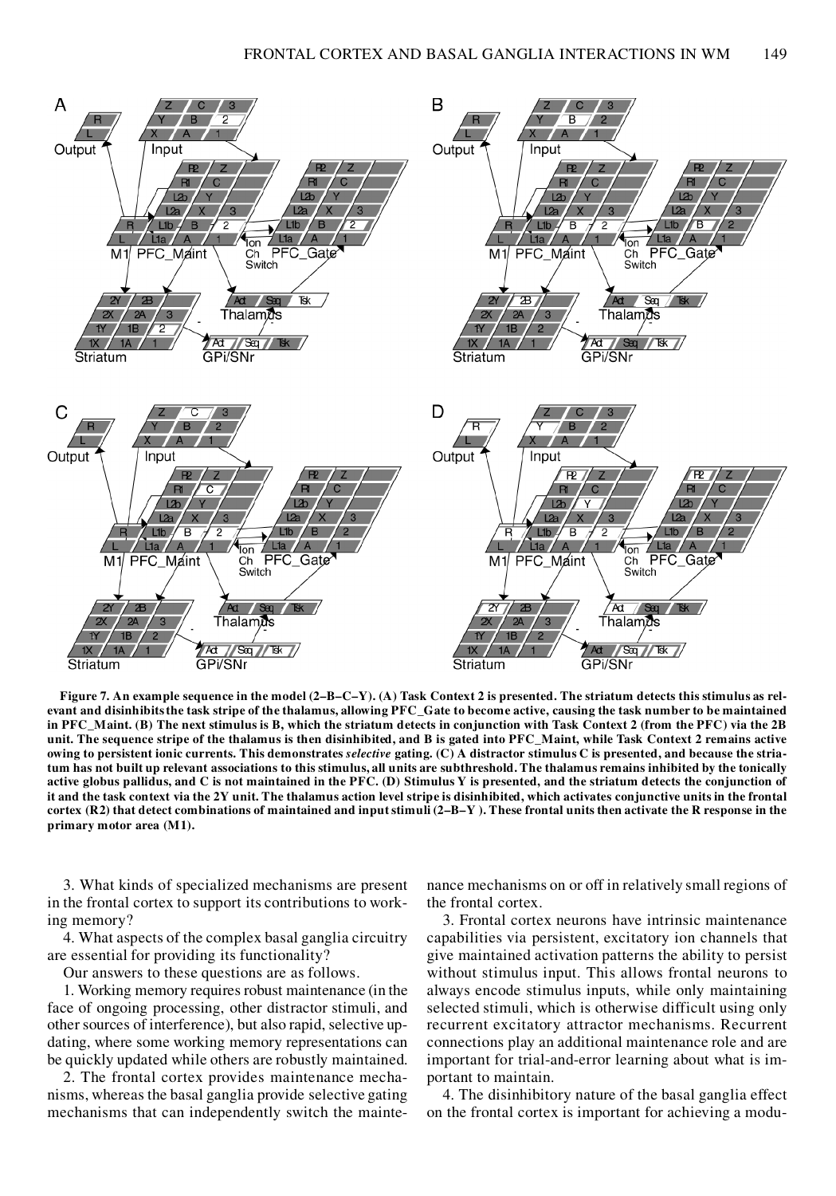**Figure 7. An example sequence in the model (2–B–C–Y). (A) Task Context 2 is presented. The striatum detects this stimulus as relevant and disinhibits the task stripe of the thalamus, allowing PFC_Gate to become active, causing the task number to be maintained in PFC_Maint. (B) The next stimulus is B, which the striatum detects in conjunction with Task Context 2 (from the PFC) via the 2B unit. The sequence stripe of the thalamus is then disinhibited, and B is gated into PFC_Maint, while Task Context 2 remains active owing to persistent ionic currents. This demonstrates *selective* gating. (C) A distractor stimulus C is presented, and because the striatum has not built up relevant associations to this stimulus, all units are subthreshold. The thalamus remains inhibited by the tonically active globus pallidus, and C is not maintained in the PFC. (D) Stimulus Y is presented, and the striatum detects the conjunction of it and the task context via the 2Y unit. The thalamus action level stripe is disinhibited, which activates conjunctive units in the frontal cortex (R2) that detect combinations of maintained and input stimuli (2–B–Y ). These frontal units then activate the R response in the primary motor area (M1).**

3. What kinds of specialized mechanisms are present in the frontal cortex to support its contributions to working memory?

4. What aspects of the complex basal ganglia circuitry are essential for providing its functionality?

Our answers to these questions are as follows.

1. Working memory requires robust maintenance (in the face of ongoing processing, other distractor stimuli, and other sources of interference), but also rapid, selective updating, where some working memory representations can be quickly updated while others are robustly maintained.

2. The frontal cortex provides maintenance mechanisms, whereas the basal ganglia provide selective gating mechanisms that can independently switch the maintenance mechanisms on or off in relatively small regions of the frontal cortex.

3. Frontal cortex neurons have intrinsic maintenance capabilities via persistent, excitatory ion channels that give maintained activation patterns the ability to persist without stimulus input. This allows frontal neurons to always encode stimulus inputs, while only maintaining selected stimuli, which is otherwise difficult using only recurrent excitatory attractor mechanisms. Recurrent connections play an additional maintenance role and are important for trial-and-error learning about what is important to maintain.

4. The disinhibitory nature of the basal ganglia effect on the frontal cortex is important for achieving a modu-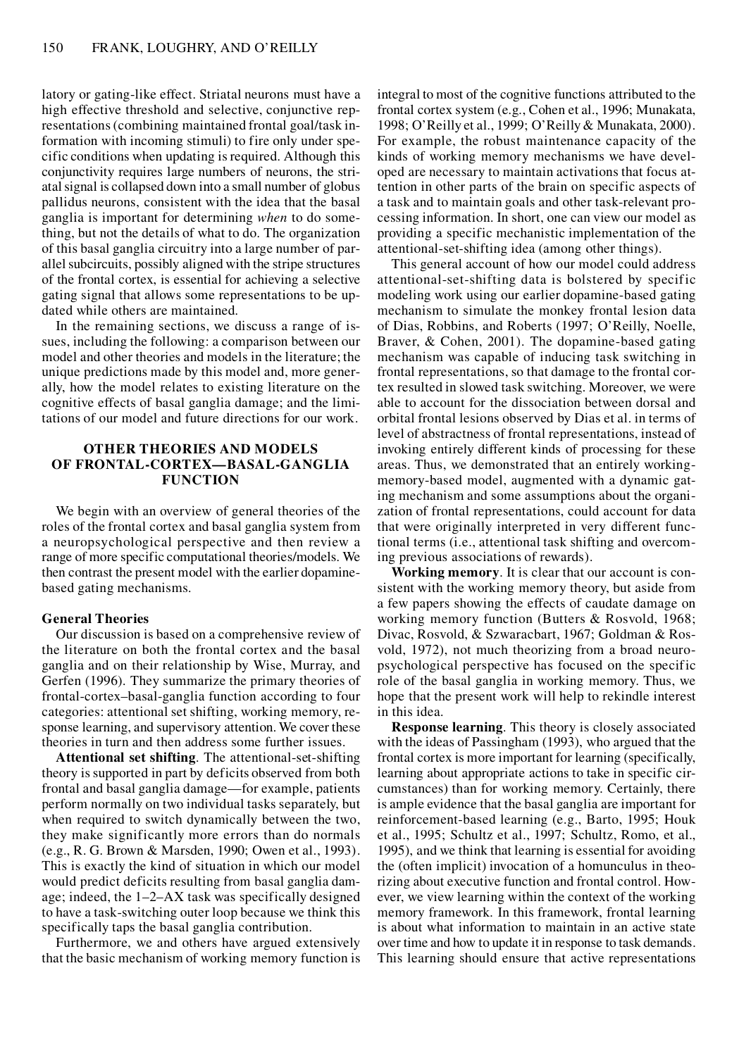latory or gating-like effect. Striatal neurons must have a high effective threshold and selective, conjunctive representations (combining maintained frontal goal/task information with incoming stimuli) to fire only under specific conditions when updating is required. Although this conjunctivity requires large numbers of neurons, the striatal signal is collapsed down into a small number of globus pallidus neurons, consistent with the idea that the basal ganglia is important for determining *when* to do something, but not the details of what to do. The organization of this basal ganglia circuitry into a large number of parallel subcircuits, possibly aligned with the stripe structures of the frontal cortex, is essential for achieving a selective gating signal that allows some representations to be updated while others are maintained.

In the remaining sections, we discuss a range of issues, including the following: a comparison between our model and other theories and models in the literature; the unique predictions made by this model and, more generally, how the model relates to existing literature on the cognitive effects of basal ganglia damage; and the limitations of our model and future directions for our work.

## OTHER THEORIES AND MODELS OF FRONTAL-CORTEX—BASAL-GANGLIA FUNCTION

We begin with an overview of general theories of the roles of the frontal cortex and basal ganglia system from a neuropsychological perspective and then review a range of more specific computational theories/models. We then contrast the present model with the earlier dopamine-based gating mechanisms.

### General Theories

Our discussion is based on a comprehensive review of the literature on both the frontal cortex and the basal ganglia and on their relationship by Wise, Murray, and Gerfen (1996). They summarize the primary theories of frontal-cortex–basal-ganglia function according to four categories: attentional set shifting, working memory, response learning, and supervisory attention. We cover these theories in turn and then address some further issues.

**Attentional set shifting**. The attentional-set-shifting theory is supported in part by deficits observed from both frontal and basal ganglia damage—for example, patients perform normally on two individual tasks separately, but when required to switch dynamically between the two, they make significantly more errors than do normals (e.g., R. G. Brown & Marsden, 1990; Owen et al., 1993). This is exactly the kind of situation in which our model would predict deficits resulting from basal ganglia damage; indeed, the 1–2–AX task was specifically designed to have a task-switching outer loop because we think this specifically taps the basal ganglia contribution.

Furthermore, we and others have argued extensively that the basic mechanism of working memory function is integral to most of the cognitive functions attributed to the frontal cortex system (e.g., Cohen et al., 1996; Munakata, 1998; O'Reilly et al., 1999; O'Reilly & Munakata, 2000). For example, the robust maintenance capacity of the kinds of working memory mechanisms we have developed are necessary to maintain activations that focus attention in other parts of the brain on specific aspects of a task and to maintain goals and other task-relevant processing information. In short, one can view our model as providing a specific mechanistic implementation of the attentional-set-shifting idea (among other things).

This general account of how our model could address attentional-set-shifting data is bolstered by specific modeling work using our earlier dopamine-based gating mechanism to simulate the monkey frontal lesion data of Dias, Robbins, and Roberts (1997; O'Reilly, Noelle, Braver, & Cohen, 2001). The dopamine-based gating mechanism was capable of inducing task switching in frontal representations, so that damage to the frontal cortex resulted in slowed task switching. Moreover, we were able to account for the dissociation between dorsal and orbital frontal lesions observed by Dias et al. in terms of level of abstractness of frontal representations, instead of invoking entirely different kinds of processing for these areas. Thus, we demonstrated that an entirely working-memory-based model, augmented with a dynamic gating mechanism and some assumptions about the organization of frontal representations, could account for data that were originally interpreted in very different functional terms (i.e., attentional task shifting and overcoming previous associations of rewards).

**Working memory**. It is clear that our account is consistent with the working memory theory, but aside from a few papers showing the effects of caudate damage on working memory function (Butters & Rosvold, 1968; Divac, Rosvold, & Szwaracbart, 1967; Goldman & Rosvold, 1972), not much theorizing from a broad neuropsychological perspective has focused on the specific role of the basal ganglia in working memory. Thus, we hope that the present work will help to rekindle interest in this idea.

**Response learning**. This theory is closely associated with the ideas of Passingham (1993), who argued that the frontal cortex is more important for learning (specifically, learning about appropriate actions to take in specific circumstances) than for working memory. Certainly, there is ample evidence that the basal ganglia are important for reinforcement-based learning (e.g., Barto, 1995; Houk et al., 1995; Schultz et al., 1997; Schultz, Romo, et al., 1995), and we think that learning is essential for avoiding the (often implicit) invocation of a homunculus in theorizing about executive function and frontal control. However, we view learning within the context of the working memory framework. In this framework, frontal learning is about what information to maintain in an active state over time and how to update it in response to task demands. This learning should ensure that active representations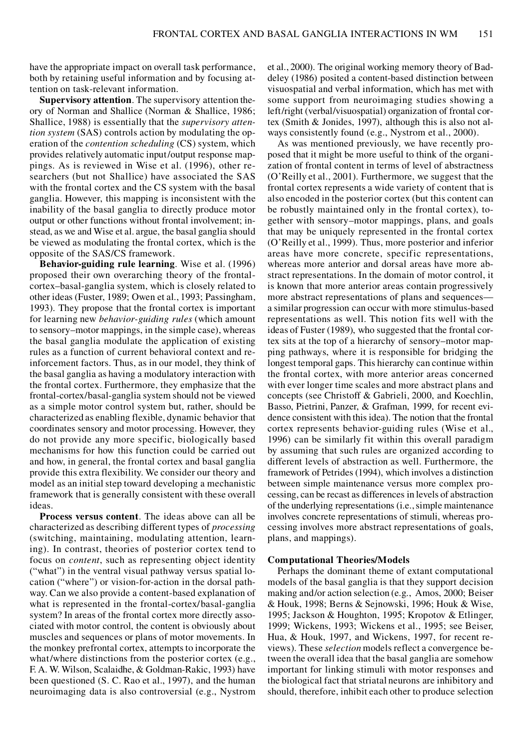have the appropriate impact on overall task performance, both by retaining useful information and by focusing attention on task-relevant information.

**Supervisory attention**. The supervisory attention theory of Norman and Shallice (Norman & Shallice, 1986; Shallice, 1988) is essentially that the *supervisory attention system* (SAS) controls action by modulating the operation of the *contention scheduling* (CS) system, which provides relatively automatic input/output response mappings. As is reviewed in Wise et al. (1996), other researchers (but not Shallice) have associated the SAS with the frontal cortex and the CS system with the basal ganglia. However, this mapping is inconsistent with the inability of the basal ganglia to directly produce motor output or other functions without frontal involvement; instead, as we and Wise et al. argue, the basal ganglia should be viewed as modulating the frontal cortex, which is the opposite of the SAS/CS framework.

**Behavior-guiding rule learning**. Wise et al. (1996) proposed their own overarching theory of the frontal-cortex–basal-ganglia system, which is closely related to other ideas (Fuster, 1989; Owen et al., 1993; Passingham, 1993). They propose that the frontal cortex is important for learning new *behavior-guiding rules* (which amount to sensory–motor mappings, in the simple case), whereas the basal ganglia modulate the application of existing rules as a function of current behavioral context and reinforcement factors. Thus, as in our model, they think of the basal ganglia as having a modulatory interaction with the frontal cortex. Furthermore, they emphasize that the frontal-cortex/basal-ganglia system should not be viewed as a simple motor control system but, rather, should be characterized as enabling flexible, dynamic behavior that coordinates sensory and motor processing. However, they do not provide any more specific, biologically based mechanisms for how this function could be carried out and how, in general, the frontal cortex and basal ganglia provide this extra flexibility. We consider our theory and model as an initial step toward developing a mechanistic framework that is generally consistent with these overall ideas.

**Process versus content**. The ideas above can all be characterized as describing different types of *processing* (switching, maintaining, modulating attention, learning). In contrast, theories of posterior cortex tend to focus on *content*, such as representing object identity ("what") in the ventral visual pathway versus spatial location ("where") or vision-for-action in the dorsal pathway. Can we also provide a content-based explanation of what is represented in the frontal-cortex/basal-ganglia system? In areas of the frontal cortex more directly associated with motor control, the content is obviously about muscles and sequences or plans of motor movements. In the monkey prefrontal cortex, attempts to incorporate the what/where distinctions from the posterior cortex (e.g., F. A. W. Wilson, Scalaidhe, & Goldman-Rakic, 1993) have been questioned (S. C. Rao et al., 1997), and the human neuroimaging data is also controversial (e.g., Nystrom et al., 2000). The original working memory theory of Baddeley (1986) posited a content-based distinction between visuospatial and verbal information, which has met with some support from neuroimaging studies showing a left/right (verbal/visuospatial) organization of frontal cortex (Smith & Jonides, 1997), although this is also not always consistently found (e.g., Nystrom et al., 2000).

As was mentioned previously, we have recently proposed that it might be more useful to think of the organization of frontal content in terms of level of abstractness (O'Reilly et al., 2001). Furthermore, we suggest that the frontal cortex represents a wide variety of content that is also encoded in the posterior cortex (but this content can be robustly maintained only in the frontal cortex), together with sensory–motor mappings, plans, and goals that may be uniquely represented in the frontal cortex (O'Reilly et al., 1999). Thus, more posterior and inferior areas have more concrete, specific representations, whereas more anterior and dorsal areas have more abstract representations. In the domain of motor control, it is known that more anterior areas contain progressively more abstract representations of plans and sequences—a similar progression can occur with more stimulus-based representations as well. This notion fits well with the ideas of Fuster (1989), who suggested that the frontal cortex sits at the top of a hierarchy of sensory–motor mapping pathways, where it is responsible for bridging the longest temporal gaps. This hierarchy can continue within the frontal cortex, with more anterior areas concerned with ever longer time scales and more abstract plans and concepts (see Christoff & Gabrieli, 2000, and Koechlin, Basso, Pietrini, Panzer, & Grafman, 1999, for recent evidence consistent with this idea). The notion that the frontal cortex represents behavior-guiding rules (Wise et al., 1996) can be similarly fit within this overall paradigm by assuming that such rules are organized according to different levels of abstraction as well. Furthermore, the framework of Petrides (1994), which involves a distinction between simple maintenance versus more complex processing, can be recast as differences in levels of abstraction of the underlying representations (i.e., simple maintenance involves concrete representations of stimuli, whereas processing involves more abstract representations of goals, plans, and mappings).

### Computational Theories/Models

Perhaps the dominant theme of extant computational models of the basal ganglia is that they support decision making and/or action selection (e.g., Amos, 2000; Beiser & Houk, 1998; Berns & Sejnowski, 1996; Houk & Wise, 1995; Jackson & Houghton, 1995; Kropotov & Etlinger, 1999; Wickens, 1993; Wickens et al., 1995; see Beiser, Hua, & Houk, 1997, and Wickens, 1997, for recent reviews). These *selection* models reflect a convergence between the overall idea that the basal ganglia are somehow important for linking stimuli with motor responses and the biological fact that striatal neurons are inhibitory and should, therefore, inhibit each other to produce selection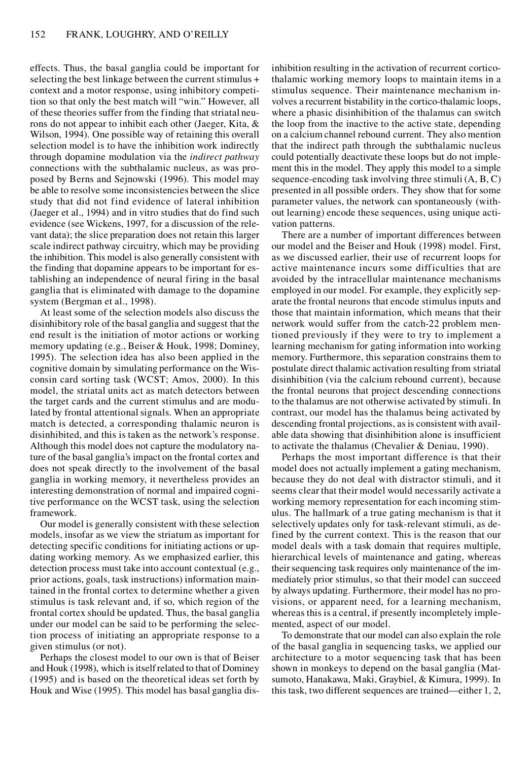effects. Thus, the basal ganglia could be important for selecting the best linkage between the current stimulus + context and a motor response, using inhibitory competition so that only the best match will "win." However, all of these theories suffer from the finding that striatal neurons do not appear to inhibit each other (Jaeger, Kita, & Wilson, 1994). One possible way of retaining this overall selection model is to have the inhibition work indirectly through dopamine modulation via the *indirect pathway* connections with the subthalamic nucleus, as was proposed by Berns and Sejnowski (1996). This model may be able to resolve some inconsistencies between the slice study that did not find evidence of lateral inhibition (Jaeger et al., 1994) and in vitro studies that do find such evidence (see Wickens, 1997, for a discussion of the relevant data); the slice preparation does not retain this larger scale indirect pathway circuitry, which may be providing the inhibition. This model is also generally consistent with the finding that dopamine appears to be important for establishing an independence of neural firing in the basal ganglia that is eliminated with damage to the dopamine system (Bergman et al., 1998).

At least some of the selection models also discuss the disinhibitory role of the basal ganglia and suggest that the end result is the initiation of motor actions or working memory updating (e.g., Beiser & Houk, 1998; Dominey, 1995). The selection idea has also been applied in the cognitive domain by simulating performance on the Wisconsin card sorting task (WCST; Amos, 2000). In this model, the striatal units act as match detectors between the target cards and the current stimulus and are modulated by frontal attentional signals. When an appropriate match is detected, a corresponding thalamic neuron is disinhibited, and this is taken as the network's response. Although this model does not capture the modulatory nature of the basal ganglia's impact on the frontal cortex and does not speak directly to the involvement of the basal ganglia in working memory, it nevertheless provides an interesting demonstration of normal and impaired cognitive performance on the WCST task, using the selection framework.

Our model is generally consistent with these selection models, insofar as we view the striatum as important for detecting specific conditions for initiating actions or updating working memory. As we emphasized earlier, this detection process must take into account contextual (e.g., prior actions, goals, task instructions) information maintained in the frontal cortex to determine whether a given stimulus is task relevant and, if so, which region of the frontal cortex should be updated. Thus, the basal ganglia under our model can be said to be performing the selection process of initiating an appropriate response to a given stimulus (or not).

Perhaps the closest model to our own is that of Beiser and Houk (1998), which is itself related to that of Dominey (1995) and is based on the theoretical ideas set forth by Houk and Wise (1995). This model has basal ganglia disinhibition resulting in the activation of recurrent corticothalamic working memory loops to maintain items in a stimulus sequence. Their maintenance mechanism involves a recurrent bistability in the cortico-thalamic loops, where a phasic disinhibition of the thalamus can switch the loop from the inactive to the active state, depending on a calcium channel rebound current. They also mention that the indirect path through the subthalamic nucleus could potentially deactivate these loops but do not implement this in the model. They apply this model to a simple sequence-encoding task involving three stimuli (A, B, C) presented in all possible orders. They show that for some parameter values, the network can spontaneously (without learning) encode these sequences, using unique activation patterns.

There are a number of important differences between our model and the Beiser and Houk (1998) model. First, as we discussed earlier, their use of recurrent loops for active maintenance incurs some difficulties that are avoided by the intracellular maintenance mechanisms employed in our model. For example, they explicitly separate the frontal neurons that encode stimulus inputs and those that maintain information, which means that their network would suffer from the catch-22 problem mentioned previously if they were to try to implement a learning mechanism for gating information into working memory. Furthermore, this separation constrains them to postulate direct thalamic activation resulting from striatal disinhibition (via the calcium rebound current), because the frontal neurons that project descending connections to the thalamus are not otherwise activated by stimuli. In contrast, our model has the thalamus being activated by descending frontal projections, as is consistent with available data showing that disinhibition alone is insufficient to activate the thalamus (Chevalier & Deniau, 1990).

Perhaps the most important difference is that their model does not actually implement a gating mechanism, because they do not deal with distractor stimuli, and it seems clear that their model would necessarily activate a working memory representation for each incoming stimulus. The hallmark of a true gating mechanism is that it selectively updates only for task-relevant stimuli, as defined by the current context. This is the reason that our model deals with a task domain that requires multiple, hierarchical levels of maintenance and gating, whereas their sequencing task requires only maintenance of the immediately prior stimulus, so that their model can succeed by always updating. Furthermore, their model has no provisions, or apparent need, for a learning mechanism, whereas this is a central, if presently incompletely implemented, aspect of our model.

To demonstrate that our model can also explain the role of the basal ganglia in sequencing tasks, we applied our architecture to a motor sequencing task that has been shown in monkeys to depend on the basal ganglia (Matsumoto, Hanakawa, Maki, Graybiel, & Kimura, 1999). In this task, two different sequences are trained—either 1, 2,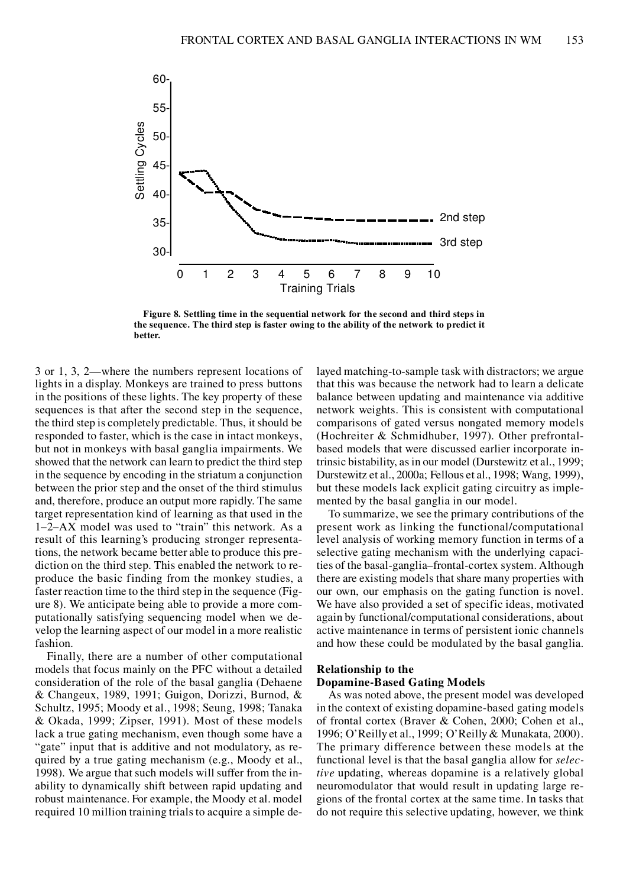**Figure 8. Settling time in the sequential network for the second and third steps in the sequence. The third step is faster owing to the ability of the network to predict it better.**

3 or 1, 3, 2—where the numbers represent locations of lights in a display. Monkeys are trained to press buttons in the positions of these lights. The key property of these sequences is that after the second step in the sequence, the third step is completely predictable. Thus, it should be responded to faster, which is the case in intact monkeys, but not in monkeys with basal ganglia impairments. We showed that the network can learn to predict the third step in the sequence by encoding in the striatum a conjunction between the prior step and the onset of the third stimulus and, therefore, produce an output more rapidly. The same target representation kind of learning as that used in the 1–2–AX model was used to "train" this network. As a result of this learning's producing stronger representations, the network became better able to produce this prediction on the third step. This enabled the network to reproduce the basic finding from the monkey studies, a faster reaction time to the third step in the sequence (Figure 8). We anticipate being able to provide a more computationally satisfying sequencing model when we develop the learning aspect of our model in a more realistic fashion.

Finally, there are a number of other computational models that focus mainly on the PFC without a detailed consideration of the role of the basal ganglia (Dehaene & Changeux, 1989, 1991; Guigon, Dorizzi, Burnod, & Schultz, 1995; Moody et al., 1998; Seung, 1998; Tanaka & Okada, 1999; Zipser, 1991). Most of these models lack a true gating mechanism, even though some have a "gate" input that is additive and not modulatory, as required by a true gating mechanism (e.g., Moody et al., 1998). We argue that such models will suffer from the inability to dynamically shift between rapid updating and robust maintenance. For example, the Moody et al. model required 10 million training trials to acquire a simple delayed matching-to-sample task with distractors; we argue that this was because the network had to learn a delicate balance between updating and maintenance via additive network weights. This is consistent with computational comparisons of gated versus nongated memory models (Hochreiter & Schmidhuber, 1997). Other prefrontal-based models that were discussed earlier incorporate intrinsic bistability, as in our model (Durstewitz et al., 1999; Durstewitz et al., 2000a; Fellous et al., 1998; Wang, 1999), but these models lack explicit gating circuitry as implemented by the basal ganglia in our model.

To summarize, we see the primary contributions of the present work as linking the functional/computational level analysis of working memory function in terms of a selective gating mechanism with the underlying capacities of the basal-ganglia–frontal-cortex system. Although there are existing models that share many properties with our own, our emphasis on the gating function is novel. We have also provided a set of specific ideas, motivated again by functional/computational considerations, about active maintenance in terms of persistent ionic channels and how these could be modulated by the basal ganglia.

### Relationship to the Dopamine-Based Gating Models

As was noted above, the present model was developed in the context of existing dopamine-based gating models of frontal cortex (Braver & Cohen, 2000; Cohen et al., 1996; O'Reilly et al., 1999; O'Reilly & Munakata, 2000). The primary difference between these models at the functional level is that the basal ganglia allow for *selective* updating, whereas dopamine is a relatively global neuromodulator that would result in updating large regions of the frontal cortex at the same time. In tasks that do not require this selective updating, however, we think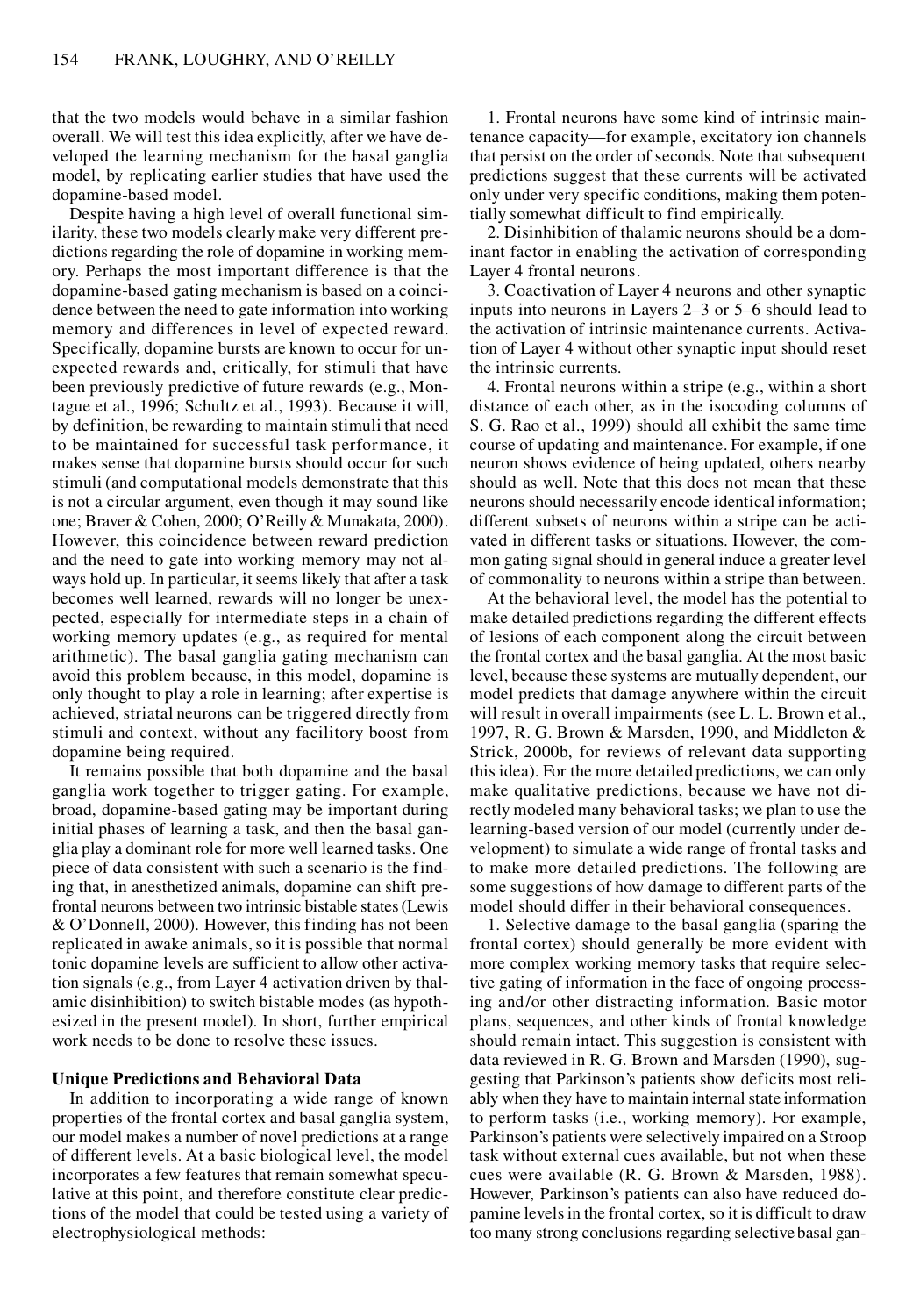that the two models would behave in a similar fashion overall. We will test this idea explicitly, after we have developed the learning mechanism for the basal ganglia model, by replicating earlier studies that have used the dopamine-based model.

Despite having a high level of overall functional similarity, these two models clearly make very different predictions regarding the role of dopamine in working memory. Perhaps the most important difference is that the dopamine-based gating mechanism is based on a coincidence between the need to gate information into working memory and differences in level of expected reward. Specifically, dopamine bursts are known to occur for unexpected rewards and, critically, for stimuli that have been previously predictive of future rewards (e.g., Montague et al., 1996; Schultz et al., 1993). Because it will, by definition, be rewarding to maintain stimuli that need to be maintained for successful task performance, it makes sense that dopamine bursts should occur for such stimuli (and computational models demonstrate that this is not a circular argument, even though it may sound like one; Braver & Cohen, 2000; O'Reilly & Munakata, 2000). However, this coincidence between reward prediction and the need to gate into working memory may not always hold up. In particular, it seems likely that after a task becomes well learned, rewards will no longer be unexpected, especially for intermediate steps in a chain of working memory updates (e.g., as required for mental arithmetic). The basal ganglia gating mechanism can avoid this problem because, in this model, dopamine is only thought to play a role in learning; after expertise is achieved, striatal neurons can be triggered directly from stimuli and context, without any facilitory boost from dopamine being required.

It remains possible that both dopamine and the basal ganglia work together to trigger gating. For example, broad, dopamine-based gating may be important during initial phases of learning a task, and then the basal ganglia play a dominant role for more well learned tasks. One piece of data consistent with such a scenario is the finding that, in anesthetized animals, dopamine can shift prefrontal neurons between two intrinsic bistable states (Lewis & O'Donnell, 2000). However, this finding has not been replicated in awake animals, so it is possible that normal tonic dopamine levels are sufficient to allow other activation signals (e.g., from Layer 4 activation driven by thalamic disinhibition) to switch bistable modes (as hypothesized in the present model). In short, further empirical work needs to be done to resolve these issues.

### Unique Predictions and Behavioral Data

In addition to incorporating a wide range of known properties of the frontal cortex and basal ganglia system, our model makes a number of novel predictions at a range of different levels. At a basic biological level, the model incorporates a few features that remain somewhat speculative at this point, and therefore constitute clear predictions of the model that could be tested using a variety of electrophysiological methods:

1. Frontal neurons have some kind of intrinsic maintenance capacity—for example, excitatory ion channels that persist on the order of seconds. Note that subsequent predictions suggest that these currents will be activated only under very specific conditions, making them potentially somewhat difficult to find empirically.

2. Disinhibition of thalamic neurons should be a dominant factor in enabling the activation of corresponding Layer 4 frontal neurons.

3. Coactivation of Layer 4 neurons and other synaptic inputs into neurons in Layers 2–3 or 5–6 should lead to the activation of intrinsic maintenance currents. Activation of Layer 4 without other synaptic input should reset the intrinsic currents.

4. Frontal neurons within a stripe (e.g., within a short distance of each other, as in the isocoding columns of S. G. Rao et al., 1999) should all exhibit the same time course of updating and maintenance. For example, if one neuron shows evidence of being updated, others nearby should as well. Note that this does not mean that these neurons should necessarily encode identical information; different subsets of neurons within a stripe can be activated in different tasks or situations. However, the common gating signal should in general induce a greater level of commonality to neurons within a stripe than between.

At the behavioral level, the model has the potential to make detailed predictions regarding the different effects of lesions of each component along the circuit between the frontal cortex and the basal ganglia. At the most basic level, because these systems are mutually dependent, our model predicts that damage anywhere within the circuit will result in overall impairments (see L. L. Brown et al., 1997, R. G. Brown & Marsden, 1990, and Middleton & Strick, 2000b, for reviews of relevant data supporting this idea). For the more detailed predictions, we can only make qualitative predictions, because we have not directly modeled many behavioral tasks; we plan to use the learning-based version of our model (currently under development) to simulate a wide range of frontal tasks and to make more detailed predictions. The following are some suggestions of how damage to different parts of the model should differ in their behavioral consequences.

1. Selective damage to the basal ganglia (sparing the frontal cortex) should generally be more evident with more complex working memory tasks that require selective gating of information in the face of ongoing processing and/or other distracting information. Basic motor plans, sequences, and other kinds of frontal knowledge should remain intact. This suggestion is consistent with data reviewed in R. G. Brown and Marsden (1990), suggesting that Parkinson's patients show deficits most reliably when they have to maintain internal state information to perform tasks (i.e., working memory). For example, Parkinson's patients were selectively impaired on a Stroop task without external cues available, but not when these cues were available (R. G. Brown & Marsden, 1988). However, Parkinson's patients can also have reduced dopamine levels in the frontal cortex, so it is difficult to draw too many strong conclusions regarding selective basal gan-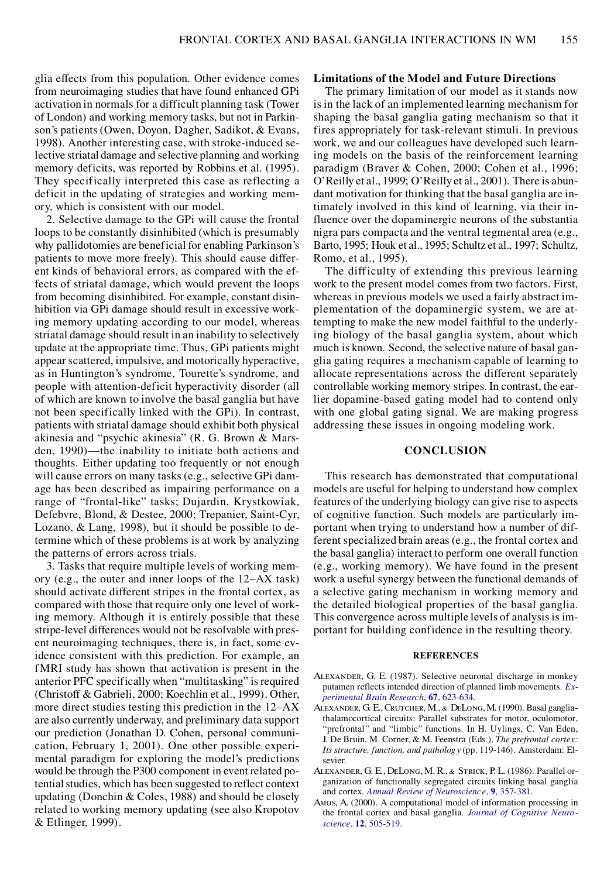glia effects from this population. Other evidence comes from neuroimaging studies that have found enhanced GPi activation in normals for a difficult planning task (Tower of London) and working memory tasks, but not in Parkinson's patients (Owen, Doyon, Dagher, Sadikot, & Evans, 1998). Another interesting case, with stroke-induced selective striatal damage and selective planning and working memory deficits, was reported by Robbins et al. (1995). They specifically interpreted this case as reflecting a deficit in the updating of strategies and working memory, which is consistent with our model.

2. Selective damage to the GPi will cause the frontal loops to be constantly disinhibited (which is presumably why pallidotomies are beneficial for enabling Parkinson's patients to move more freely). This should cause different kinds of behavioral errors, as compared with the effects of striatal damage, which would prevent the loops from becoming disinhibited. For example, constant disinhibition via GPi damage should result in excessive working memory updating according to our model, whereas striatal damage should result in an inability to selectively update at the appropriate time. Thus, GPi patients might appear scattered, impulsive, and motorically hyperactive, as in Huntington's syndrome, Tourette's syndrome, and people with attention-deficit hyperactivity disorder (all of which are known to involve the basal ganglia but have not been specifically linked with the GPi). In contrast, patients with striatal damage should exhibit both physical akinesia and "psychic akinesia" (R. G. Brown & Marsden, 1990)—the inability to initiate both actions and thoughts. Either updating too frequently or not enough will cause errors on many tasks (e.g., selective GPi damage has been described as impairing performance on a range of "frontal-like" tasks; Dujardin, Krystkowiak, Defebvre, Blond, & Destee, 2000; Trepanier, Saint-Cyr, Lozano, & Lang, 1998), but it should be possible to determine which of these problems is at work by analyzing the patterns of errors across trials.

3. Tasks that require multiple levels of working memory (e.g., the outer and inner loops of the 12–AX task) should activate different stripes in the frontal cortex, as compared with those that require only one level of working memory. Although it is entirely possible that these stripe-level differences would not be resolvable with present neuroimaging techniques, there is, in fact, some evidence consistent with this prediction. For example, an fMRI study has shown that activation is present in the anterior PFC specifically when "multitasking" is required (Christoff & Gabrieli, 2000; Koechlin et al., 1999). Other, more direct studies testing this prediction in the 12–AX are also currently underway, and preliminary data support our prediction (Jonathan D. Cohen, personal communication, February 1, 2001). One other possible experimental paradigm for exploring the model's predictions would be through the P300 component in event related potential studies, which has been suggested to reflect context updating (Donchin & Coles, 1988) and should be closely related to working memory updating (see also Kropotov & Etlinger, 1999).

### Limitations of the Model and Future Directions

The primary limitation of our model as it stands now is in the lack of an implemented learning mechanism for shaping the basal ganglia gating mechanism so that it fires appropriately for task-relevant stimuli. In previous work, we and our colleagues have developed such learning models on the basis of the reinforcement learning paradigm (Braver & Cohen, 2000; Cohen et al., 1996; O'Reilly et al., 1999; O'Reilly et al., 2001). There is abundant motivation for thinking that the basal ganglia are intimately involved in this kind of learning, via their influence over the dopaminergic neurons of the substantia nigra pars compacta and the ventral tegmental area (e.g., Barto, 1995; Houk et al., 1995; Schultz et al., 1997; Schultz, Romo, et al., 1995).

The difficulty of extending this previous learning work to the present model comes from two factors. First, whereas in previous models we used a fairly abstract implementation of the dopaminergic system, we are attempting to make the new model faithful to the underlying biology of the basal ganglia system, about which much is known. Second, the selective nature of basal ganglia gating requires a mechanism capable of learning to allocate representations across the different separately controllable working memory stripes. In contrast, the earlier dopamine-based gating model had to contend only with one global gating signal. We are making progress addressing these issues in ongoing modeling work.

## CONCLUSION

This research has demonstrated that computational models are useful for helping to understand how complex features of the underlying biology can give rise to aspects of cognitive function. Such models are particularly important when trying to understand how a number of different specialized brain areas (e.g., the frontal cortex and the basal ganglia) interact to perform one overall function (e.g., working memory). We have found in the present work a useful synergy between the functional demands of a selective gating mechanism in working memory and the detailed biological properties of the basal ganglia. This convergence across multiple levels of analysis is important for building confidence in the resulting theory.

## REFERENCES

Alexander, G. E. (1987). Selective neuronal discharge in monkey putamen reflects intended direction of planned limb movements. *Experimental Brain Research*, **67**, 623-634.

Alexander, G. E., Crutcher, M., & DeLong, M. (1990). Basal ganglia-thalamocortical circuits: Parallel substrates for motor, oculomotor, "prefrontal" and "limbic" functions. In H. Uylings, C. Van Eden, J. De Bruin, M. Corner, & M. Feenstra (Eds.), *The prefrontal cortex: Its structure, function, and pathology* (pp. 119-146). Amsterdam: Elsevier.

Alexander, G. E., DeLong, M. R., & Strick, P. L. (1986). Parallel organization of functionally segregated circuits linking basal ganglia and cortex. *Annual Review of Neuroscience*, **9**, 357-381.

Amos, A. (2000). A computational model of information processing in the frontal cortex and basal ganglia. *Journal of Cognitive Neuroscience*, **12**, 505-519.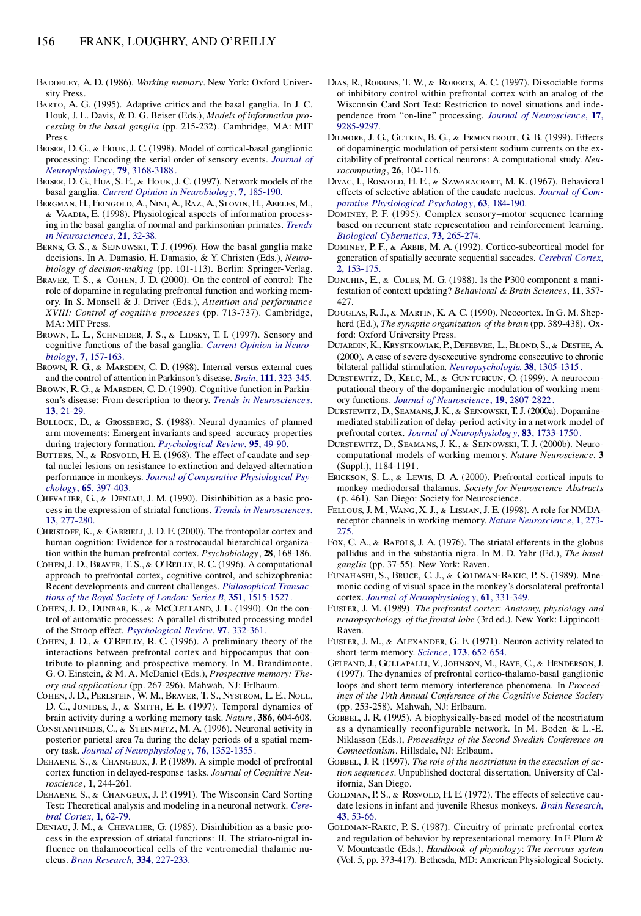Baddeley, A. D. (1986). *Working memory*. New York: Oxford University Press.

Barto, A. G. (1995). Adaptive critics and the basal ganglia. In J. C. Houk, J. L. Davis, & D. G. Beiser (Eds.), *Models of information processing in the basal ganglia* (pp. 215-232). Cambridge, MA: MIT Press.

Beiser, D. G., & Houk, J. C. (1998). Model of cortical-basal ganglionic processing: Encoding the serial order of sensory events. *Journal of Neurophysiology*, **79**, 3168-3188.

Beiser, D. G., Hua, S. E., & Houk, J. C. (1997). Network models of the basal ganglia. *Current Opinion in Neurobiology*, **7**, 185-190.

Bergman, H., Feingold, A., Nini, A., Raz, A., Slovin, H., Abeles, M., & Vaadia, E. (1998). Physiological aspects of information processing in the basal ganglia of normal and parkinsonian primates. *Trends in Neurosciences*, **21**, 32-38.

Berns, G. S., & Sejnowski, T. J. (1996). How the basal ganglia make decisions. In A. Damasio, H. Damasio, & Y. Christen (Eds.), *Neurobiology of decision-making* (pp. 101-113). Berlin: Springer-Verlag.

Braver, T. S., & Cohen, J. D. (2000). On the control of control: The role of dopamine in regulating prefrontal function and working memory. In S. Monsell & J. Driver (Eds.), *Attention and performance XVIII: Control of cognitive processes* (pp. 713-737). Cambridge, MA: MIT Press.

Brown, L. L., Schneider, J. S., & Lidsky, T. I. (1997). Sensory and cognitive functions of the basal ganglia. *Current Opinion in Neurobiology*, **7**, 157-163.

Brown, R. G., & Marsden, C. D. (1988). Internal versus external cues and the control of attention in Parkinson's disease. *Brain*, **111**, 323-345.

Brown, R. G., & Marsden, C. D. (1990). Cognitive function in Parkinson's disease: From description to theory. *Trends in Neurosciences*, **13**, 21-29.

Bullock, D., & Grossberg, S. (1988). Neural dynamics of planned arm movements: Emergent invariants and speed–accuracy properties during trajectory formation. *Psychological Review*, **95**, 49-90.

Butters, N., & Rosvold, H. E. (1968). The effect of caudate and septal nuclei lesions on resistance to extinction and delayed-alternation performance in monkeys. *Journal of Comparative Physiological Psychology*, **65**, 397-403.

Chevalier, G., & Deniau, J. M. (1990). Disinhibition as a basic process in the expression of striatal functions. *Trends in Neurosciences*, **13**, 277-280.

Christoff, K., & Gabrieli, J. D. E. (2000). The frontopolar cortex and human cognition: Evidence for a rostrocaudal hierarchical organization within the human prefrontal cortex. *Psychobiology*, **28**, 168-186.

Cohen, J. D., Braver, T. S., & O'Reilly, R. C. (1996). A computational approach to prefrontal cortex, cognitive control, and schizophrenia: Recent developments and current challenges. *Philosophical Transactions of the Royal Society of London: Series B*, **351**, 1515-1527.

Cohen, J. D., Dunbar, K., & McClelland, J. L. (1990). On the control of automatic processes: A parallel distributed processing model of the Stroop effect. *Psychological Review*, **97**, 332-361.

Cohen, J. D., & O'Reilly, R. C. (1996). A preliminary theory of the interactions between prefrontal cortex and hippocampus that contribute to planning and prospective memory. In M. Brandimonte, G. O. Einstein, & M. A. McDaniel (Eds.), *Prospective memory: Theory and applications* (pp. 267-296). Mahwah, NJ: Erlbaum.

Cohen, J. D., Perlstein, W. M., Braver, T. S., Nystrom, L. E., Noll, D. C., Jonides, J., & Smith, E. E. (1997). Temporal dynamics of brain activity during a working memory task. *Nature*, **386**, 604-608.

Constantinidis, C., & Steinmetz, M. A. (1996). Neuronal activity in posterior parietal area 7a during the delay periods of a spatial memory task. *Journal of Neurophysiology*, **76**, 1352-1355.

Dehaene, S., & Changeux, J. P. (1989). A simple model of prefrontal cortex function in delayed-response tasks. *Journal of Cognitive Neuroscience*, **1**, 244-261.

Dehaene, S., & Changeux, J. P. (1991). The Wisconsin Card Sorting Test: Theoretical analysis and modeling in a neuronal network. *Cerebral Cortex*, **1**, 62-79.

Deniau, J. M., & Chevalier, G. (1985). Disinhibition as a basic process in the expression of striatal functions: II. The striato-nigral influence on thalamocortical cells of the ventromedial thalamic nucleus. *Brain Research*, **334**, 227-233.

Dias, R., Robbins, T. W., & Roberts, A. C. (1997). Dissociable forms of inhibitory control within prefrontal cortex with an analog of the Wisconsin Card Sort Test: Restriction to novel situations and independence from "on-line" processing. *Journal of Neuroscience*, **17**, 9285-9297.

Dilmore, J. G., Gutkin, B. G., & Ermentrout, G. B. (1999). Effects of dopaminergic modulation of persistent sodium currents on the excitability of prefrontal cortical neurons: A computational study. *Neurocomputing*, **26**, 104-116.

Divac, I., Rosvold, H. E., & Szwaracbart, M. K. (1967). Behavioral effects of selective ablation of the caudate nucleus. *Journal of Comparative Physiological Psychology*, **63**, 184-190.

Dominey, P. F. (1995). Complex sensory–motor sequence learning based on recurrent state representation and reinforcement learning. *Biological Cybernetics*, **73**, 265-274.

Dominey, P. F., & Arbib, M. A. (1992). Cortico-subcortical model for generation of spatially accurate sequential saccades. *Cerebral Cortex*, **2**, 153-175.

Donchin, E., & Coles, M. G. (1988). Is the P300 component a manifestation of context updating? *Behavioral & Brain Sciences*, **11**, 357-427.

Douglas, R. J., & Martin, K. A. C. (1990). Neocortex. In G. M. Shepherd (Ed.), *The synaptic organization of the brain* (pp. 389-438). Oxford: Oxford University Press.

Dujardin, K., Krystkowiak, P., Defebvre, L., Blond, S., & Destee, A. (2000). A case of severe dysexecutive syndrome consecutive to chronic bilateral pallidal stimulation. *Neuropsychologia*, **38**, 1305-1315.

Durstewitz, D., Kelc, M., & Gunturkun, O. (1999). A neurocomputational theory of the dopaminergic modulation of working memory functions. *Journal of Neuroscience*, **19**, 2807-2822.

Durstewitz, D., Seamans, J. K., & Sejnowski, T. J. (2000a). Dopamine-mediated stabilization of delay-period activity in a network model of prefrontal cortex. *Journal of Neurophysiology*, **83**, 1733-1750.

Durstewitz, D., Seamans, J. K., & Sejnowski, T. J. (2000b). Neurocomputational models of working memory. *Nature Neuroscience*, **3** (Suppl.), 1184-1191.

Erickson, S. L., & Lewis, D. A. (2000). Prefrontal cortical inputs to monkey mediodorsal thalamus. *Society for Neuroscience Abstracts* (p. 461). San Diego: Society for Neuroscience.

Fellous, J. M., Wang, X. J., & Lisman, J. E. (1998). A role for NMDA-receptor channels in working memory. *Nature Neuroscience*, **1**, 273-275.

Fox, C. A., & Rafols, J. A. (1976). The striatal efferents in the globus pallidus and in the substantia nigra. In M. D. Yahr (Ed.), *The basal ganglia* (pp. 37-55). New York: Raven.

Funahashi, S., Bruce, C. J., & Goldman-Rakic, P. S. (1989). Mnemonic coding of visual space in the monkey's dorsolateral prefrontal cortex. *Journal of Neurophysiology*, **61**, 331-349.

Fuster, J. M. (1989). *The prefrontal cortex: Anatomy, physiology and neuropsychology of the frontal lobe* (3rd ed.). New York: Lippincott-Raven.

Fuster, J. M., & Alexander, G. E. (1971). Neuron activity related to short-term memory. *Science*, **173**, 652-654.

Gelfand, J., Gullapalli, V., Johnson, M., Raye, C., & Henderson, J. (1997). The dynamics of prefrontal cortico-thalamo-basal ganglionic loops and short term memory interference phenomena. In *Proceedings of the 19th Annual Conference of the Cognitive Science Society* (pp. 253-258). Mahwah, NJ: Erlbaum.

Gobbel, J. R. (1995). A biophysically-based model of the neostriatum as a dynamically reconfigurable network. In M. Boden & L.-E. Niklasson (Eds.), *Proceedings of the Second Swedish Conference on Connectionism*. Hillsdale, NJ: Erlbaum.

Gobbel, J. R. (1997). *The role of the neostriatum in the execution of action sequences*. Unpublished doctoral dissertation, University of California, San Diego.

Goldman, P. S., & Rosvold, H. E. (1972). The effects of selective caudate lesions in infant and juvenile Rhesus monkeys. *Brain Research*, **43**, 53-66.

Goldman-Rakic, P. S. (1987). Circuitry of primate prefrontal cortex and regulation of behavior by representational memory. In F. Plum & V. Mountcastle (Eds.), *Handbook of physiology: The nervous system* (Vol. 5, pp. 373-417). Bethesda, MD: American Physiological Society.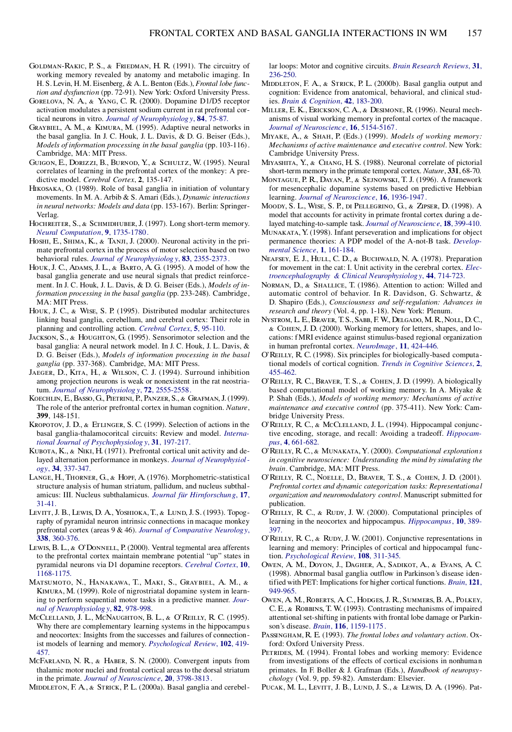Goldman-Rakic, P. S., & Friedman, H. R. (1991). The circuitry of working memory revealed by anatomy and metabolic imaging. In H. S. Levin, H. M. Eisenberg, & A. L. Benton (Eds.), *Frontal lobe function and dysfunction* (pp. 72-91). New York: Oxford University Press.

Gorelova, N. A., & Yang, C. R. (2000). Dopamine D1/D5 receptor activation modulates a persistent sodium current in rat prefrontal cortical neurons in vitro. *Journal of Neurophysiology*, **84**, 75-87.

Graybiel, A. M., & Kimura, M. (1995). Adaptive neural networks in the basal ganglia. In J. C. Houk, J. L. Davis, & D. G. Beiser (Eds.), *Models of information processing in the basal ganglia* (pp. 103-116). Cambridge, MA: MIT Press.

Guigon, E., Dorizzi, B., Burnod, Y., & Schultz, W. (1995). Neural correlates of learning in the prefrontal cortex of the monkey: A predictive model. *Cerebral Cortex*, **2**, 135-147.

Hikosaka, O. (1989). Role of basal ganglia in initiation of voluntary movements. In M. A. Arbib & S. Amari (Eds.), *Dynamic interactions in neural networks: Models and data* (pp. 153-167). Berlin: Springer-Verlag.

Hochreiter, S., & Schmidhuber, J. (1997). Long short-term memory. *Neural Computation*, **9**, 1735-1780.

Hoshi, E., Shima, K., & Tanji, J. (2000). Neuronal activity in the primate prefrontal cortex in the process of motor selection based on two behavioral rules. *Journal of Neurophysiology*, **83**, 2355-2373.

Houk, J. C., Adams, J. L., & Barto, A. G. (1995). A model of how the basal ganglia generate and use neural signals that predict reinforcement. In J. C. Houk, J. L. Davis, & D. G. Beiser (Eds.), *Models of information processing in the basal ganglia* (pp. 233-248). Cambridge, MA: MIT Press.

Houk, J. C., & Wise, S. P. (1995). Distributed modular architectures linking basal ganglia, cerebellum, and cerebral cortex: Their role in planning and controlling action. *Cerebral Cortex*, **5**, 95-110.

Jackson, S., & Houghton, G. (1995). Sensorimotor selection and the basal ganglia: A neural network model. In J. C. Houk, J. L. Davis, & D. G. Beiser (Eds.), *Models of information processing in the basal ganglia* (pp. 337-368). Cambridge, MA: MIT Press.

Jaeger, D., Kita, H., & Wilson, C. J. (1994). Surround inhibition among projection neurons is weak or nonexistent in the rat neostriatum. *Journal of Neurophysiology*, **72**, 2555-2558.

Koechlin, E., Basso, G., Pietrini, P., Panzer, S., & Grafman, J. (1999). The role of the anterior prefrontal cortex in human cognition. *Nature*, **399**, 148-151.

Kropotov, J. D., & Etlinger, S. C. (1999). Selection of actions in the basal ganglia-thalamocoritcal circuits: Review and model. *International Journal of Psychophysiology*, **31**, 197-217.

Kubota, K., & Niki, H. (1971). Prefrontal cortical unit activity and delayed alternation performance in monkeys. *Journal of Neurophysiology*, **34**, 337-347.

Lange, H., Thorner, G., & Hopf, A. (1976). Morphometric-statistical structure analysis of human striatum, pallidum, and nucleus subthalamicus: III. Nucleus subthalamicus. *Journal für Hirnforschung*, **17**, 31-41.

Levitt, J. B., Lewis, D. A., Yoshioka, T., & Lund, J. S. (1993). Topography of pyramidal neuron intrinsic connections in macaque monkey prefrontal cortex (areas 9 & 46). *Journal of Comparative Neurology*, **338**, 360-376.

Lewis, B. L., & O'Donnell, P. (2000). Ventral tegmental area afferents to the prefrontal cortex maintain membrane potential "up" states in pyramidal neurons via D1 dopamine receptors. *Cerebral Cortex*, **10**, 1168-1175.

Matsumoto, N., Hanakawa, T., Maki, S., Graybiel, A. M., & Kimura, M. (1999). Role of nigrostriatal dopamine system in learning to perform sequential motor tasks in a predictive manner. *Journal of Neurophysiology*, **82**, 978-998.

McClelland, J. L., McNaughton, B. L., & O'Reilly, R. C. (1995). Why there are complementary learning systems in the hippocampus and neocortex: Insights from the successes and failures of connectionist models of learning and memory. *Psychological Review*, **102**, 419-457.

McFarland, N. R., & Haber, S. N. (2000). Convergent inputs from thalamic motor nuclei and frontal cortical areas to the dorsal striatum in the primate. *Journal of Neuroscience*, **20**, 3798-3813.

Middleton, F. A., & Strick, P. L. (2000a). Basal ganglia and cerebellar loops: Motor and cognitive circuits. *Brain Research Reviews*, **31**, 236-250.

Middleton, F. A., & Strick, P. L. (2000b). Basal ganglia output and cognition: Evidence from anatomical, behavioral, and clinical studies. *Brain & Cognition*, **42**, 183-200.

Miller, E. K., Erickson, C. A., & Desimone, R. (1996). Neural mechanisms of visual working memory in prefrontal cortex of the macaque. *Journal of Neuroscience*, **16**, 5154-5167.

Miyake, A., & Shah, P. (Eds.) (1999). *Models of working memory: Mechanisms of active maintenance and executive control*. New York: Cambridge University Press.

Miyashita, Y., & Chang, H. S. (1988). Neuronal correlate of pictorial short-term memory in the primate temporal cortex. *Nature*, **331**, 68-70.

Montague, P. R., Dayan, P., & Sejnowski, T. J. (1996). A framework for mesencephalic dopamine systems based on predictive Hebbian learning. *Journal of Neuroscience*, **16**, 1936-1947.

Moody, S. L., Wise, S. P., di Pellegrino, G., & Zipser, D. (1998). A model that accounts for activity in primate frontal cortex during a delayed matching-to-sample task. *Journal of Neuroscience*, **18**, 399-410.

Munakata, Y. (1998). Infant perseveration and implications for object permanence theories: A PDP model of the A-not-B task. *Developmental Science*, **1**, 161-184.

Neafsey, E. J., Hull, C. D., & Buchwald, N. A. (1978). Preparation for movement in the cat: I. Unit activity in the cerebral cortex. *Electroencephalography & Clinical Neurophysiology*, **44**, 714-723.

Norman, D., & Shallice, T. (1986). Attention to action: Willed and automatic control of behavior. In R. Davidson, G. Schwartz, & D. Shapiro (Eds.), *Consciousness and self-regulation: Advances in research and theory* (Vol. 4, pp. 1-18). New York: Plenum.

Nystrom, L. E., Braver, T. S., Sabb, F. W., Delgado, M. R., Noll, D. C., & Cohen, J. D. (2000). Working memory for letters, shapes, and locations: fMRI evidence against stimulus-based regional organization in human prefrontal cortex. *NeuroImage*, **11**, 424-446.

O'Reilly, R. C. (1998). Six principles for biologically-based computational models of cortical cognition. *Trends in Cognitive Sciences*, **2**, 455-462.

O'Reilly, R. C., Braver, T. S., & Cohen, J. D. (1999). A biologically based computational model of working memory. In A. Miyake & P. Shah (Eds.), *Models of working memory: Mechanisms of active maintenance and executive control* (pp. 375-411). New York: Cambridge University Press.

O'Reilly, R. C., & McClelland, J. L. (1994). Hippocampal conjunctive encoding, storage, and recall: Avoiding a tradeoff. *Hippocampus*, **4**, 661-682.

O'Reilly, R. C., & Munakata, Y. (2000). *Computational explorations in cognitive neuroscience: Understanding the mind by simulating the brain*. Cambridge, MA: MIT Press.

O'Reilly, R. C., Noelle, D., Braver, T. S., & Cohen, J. D. (2001). *Prefrontal cortex and dynamic categorization tasks: Representational organization and neuromodulatory control*. Manuscript submitted for publication.

O'Reilly, R. C., & Rudy, J. W. (2000). Computational principles of learning in the neocortex and hippocampus. *Hippocampus*, **10**, 389-397.

O'Reilly, R. C., & Rudy, J. W. (2001). Conjunctive representations in learning and memory: Principles of cortical and hippocampal function. *Psychological Review*, **108**, 311-345.

Owen, A. M., Doyon, J., Dagher, A., Sadikot, A., & Evans, A. C. (1998). Abnormal basal ganglia outflow in Parkinson's disease identified with PET: Implications for higher cortical functions. *Brain*, **121**, 949-965.

Owen, A. M., Roberts, A. C., Hodges, J. R., Summers, B. A., Polkey, C. E., & Robbins, T. W. (1993). Contrasting mechanisms of impaired attentional set-shifting in patients with frontal lobe damage or Parkinson's disease. *Brain*, **116**, 1159-1175.

Passingham, R. E. (1993). *The frontal lobes and voluntary action*. Oxford: Oxford University Press.

Petrides, M. (1994). Frontal lobes and working memory: Evidence from investigations of the effects of cortical excisions in nonhuman primates. In F. Boller & J. Grafman (Eds.), *Handbook of neuropsychology* (Vol. 9, pp. 59-82). Amsterdam: Elsevier.

Pucak, M. L., Levitt, J. B., Lund, J. S., & Lewis, D. A. (1996). Pat-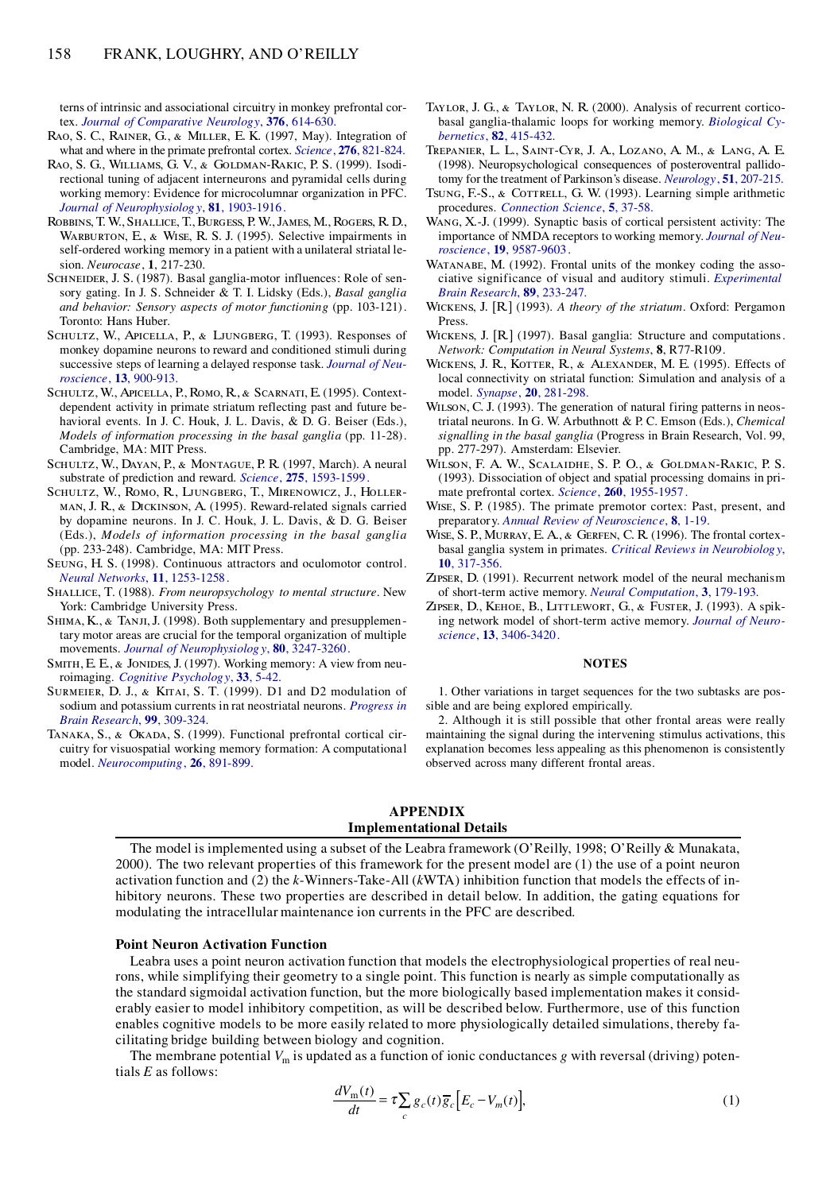terns of intrinsic and associational circuitry in monkey prefrontal cortex. *Journal of Comparative Neurology*, **376**, 614-630.

Rao, S. C., Rainer, G., & Miller, E. K. (1997, May). Integration of what and where in the primate prefrontal cortex. *Science*, **276**, 821-824.

Rao, S. G., Williams, G. V., & Goldman-Rakic, P. S. (1999). Isodirectional tuning of adjacent interneurons and pyramidal cells during working memory: Evidence for microcolumnar organization in PFC. *Journal of Neurophysiology*, **81**, 1903-1916.

Robbins, T. W., Shallice, T., Burgess, P. W., James, M., Rogers, R. D., Warburton, E., & Wise, R. S. J. (1995). Selective impairments in self-ordered working memory in a patient with a unilateral striatal lesion. *Neurocase*, **1**, 217-230.

Schneider, J. S. (1987). Basal ganglia-motor influences: Role of sensory gating. In J. S. Schneider & T. I. Lidsky (Eds.), *Basal ganglia and behavior: Sensory aspects of motor functioning* (pp. 103-121). Toronto: Hans Huber.

Schultz, W., Apicella, P., & Ljungberg, T. (1993). Responses of monkey dopamine neurons to reward and conditioned stimuli during successive steps of learning a delayed response task. *Journal of Neuroscience*, **13**, 900-913.

Schultz, W., Apicella, P., Romo, R., & Scarnati, E. (1995). Context-dependent activity in primate striatum reflecting past and future behavioral events. In J. C. Houk, J. L. Davis, & D. G. Beiser (Eds.), *Models of information processing in the basal ganglia* (pp. 11-28). Cambridge, MA: MIT Press.

Schultz, W., Dayan, P., & Montague, P. R. (1997, March). A neural substrate of prediction and reward. *Science*, **275**, 1593-1599.

Schultz, W., Romo, R., Ljungberg, T., Mirenowicz, J., Hollerman, J. R., & Dickinson, A. (1995). Reward-related signals carried by dopamine neurons. In J. C. Houk, J. L. Davis, & D. G. Beiser (Eds.), *Models of information processing in the basal ganglia* (pp. 233-248). Cambridge, MA: MIT Press.

Seung, H. S. (1998). Continuous attractors and oculomotor control. *Neural Networks*, **11**, 1253-1258.

Shallice, T. (1988). *From neuropsychology to mental structure*. New York: Cambridge University Press.

Shima, K., & Tanji, J. (1998). Both supplementary and presupplementary motor areas are crucial for the temporal organization of multiple movements. *Journal of Neurophysiology*, **80**, 3247-3260.

Smith, E. E., & Jonides, J. (1997). Working memory: A view from neuroimaging. *Cognitive Psychology*, **33**, 5-42.

Surmeier, D. J., & Kitai, S. T. (1999). D1 and D2 modulation of sodium and potassium currents in rat neostriatal neurons. *Progress in Brain Research*, **99**, 309-324.

Tanaka, S., & Okada, S. (1999). Functional prefrontal cortical circuitry for visuospatial working memory formation: A computational model. *Neurocomputing*, **26**, 891-899.

Taylor, J. G., & Taylor, N. R. (2000). Analysis of recurrent cortico-basal ganglia-thalamic loops for working memory. *Biological Cybernetics*, **82**, 415-432.

Trepanier, L. L., Saint-Cyr, J. A., Lozano, A. M., & Lang, A. E. (1998). Neuropsychological consequences of posteroventral pallidotomy for the treatment of Parkinson's disease. *Neurology*, **51**, 207-215.

Tsung, F.-S., & Cottrell, G. W. (1993). Learning simple arithmetic procedures. *Connection Science*, **5**, 37-58.

Wang, X.-J. (1999). Synaptic basis of cortical persistent activity: The importance of NMDA receptors to working memory. *Journal of Neuroscience*, **19**, 9587-9603.

Watanabe, M. (1992). Frontal units of the monkey coding the associative significance of visual and auditory stimuli. *Experimental Brain Research*, **89**, 233-247.

Wickens, J. [R.] (1993). *A theory of the striatum*. Oxford: Pergamon Press.

Wickens, J. [R.] (1997). Basal ganglia: Structure and computations. *Network: Computation in Neural Systems*, **8**, R77-R109.

Wickens, J. R., Kotter, R., & Alexander, M. E. (1995). Effects of local connectivity on striatal function: Simulation and analysis of a model. *Synapse*, **20**, 281-298.

Wilson, C. J. (1993). The generation of natural firing patterns in neostriatal neurons. In G. W. Arbuthnott & P. C. Emson (Eds.), *Chemical signalling in the basal ganglia* (Progress in Brain Research, Vol. 99, pp. 277-297). Amsterdam: Elsevier.

Wilson, F. A. W., Scalaidhe, S. P. O., & Goldman-Rakic, P. S. (1993). Dissociation of object and spatial processing domains in primate prefrontal cortex. *Science*, **260**, 1955-1957.

Wise, S. P. (1985). The primate premotor cortex: Past, present, and preparatory. *Annual Review of Neuroscience*, **8**, 1-19.

Wise, S. P., Murray, E. A., & Gerfen, C. R. (1996). The frontal cortex-basal ganglia system in primates. *Critical Reviews in Neurobiology*, **10**, 317-356.

Zipser, D. (1991). Recurrent network model of the neural mechanism of short-term active memory. *Neural Computation*, **3**, 179-193.

Zipser, D., Kehoe, B., Littlewort, G., & Fuster, J. (1993). A spiking network model of short-term active memory. *Journal of Neuroscience*, **13**, 3406-3420.

## NOTES

1. Other variations in target sequences for the two subtasks are possible and are being explored empirically.

2. Although it is still possible that other frontal areas were really maintaining the signal during the intervening stimulus activations, this explanation becomes less appealing as this phenomenon is consistently observed across many different frontal areas.

## APPENDIX
## Implementational Details

The model is implemented using a subset of the Leabra framework (O'Reilly, 1998; O'Reilly & Munakata, 2000). The two relevant properties of this framework for the present model are (1) the use of a point neuron activation function and (2) the *k*-Winners-Take-All (*k*WTA) inhibition function that models the effects of inhibitory neurons. These two properties are described in detail below. In addition, the gating equations for modulating the intracellular maintenance ion currents in the PFC are described.

### Point Neuron Activation Function

Leabra uses a point neuron activation function that models the electrophysiological properties of real neurons, while simplifying their geometry to a single point. This function is nearly as simple computationally as the standard sigmoidal activation function, but the more biologically based implementation makes it considerably easier to model inhibitory competition, as will be described below. Furthermore, use of this function enables cognitive models to be more easily related to more physiologically detailed simulations, thereby facilitating bridge building between biology and cognition.

The membrane potential $V_m$ is updated as a function of ionic conductances $g$ with reversal (driving) potentials $E$ as follows:

$$\frac{dV_m(t)}{dt} = \tau \sum_c g_c(t)\overline{g}_c\left[E_c - V_m(t)\right], \tag{1}$$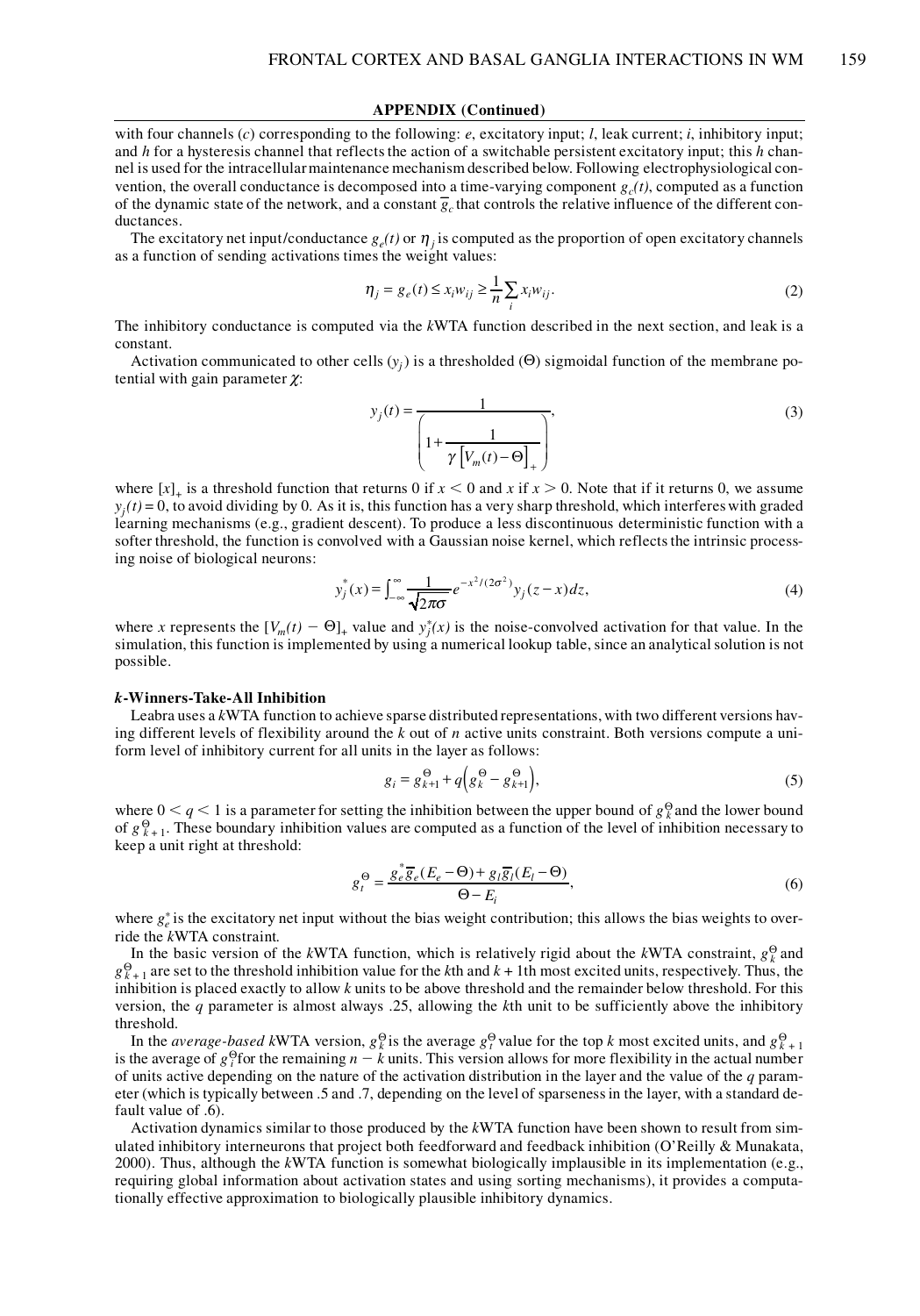**APPENDIX (Continued)**

with four channels ($c$) corresponding to the following: $e$, excitatory input; $l$, leak current; $i$, inhibitory input; and $h$ for a hysteresis channel that reflects the action of a switchable persistent excitatory input; this $h$ channel is used for the intracellular maintenance mechanism described below. Following electrophysiological convention, the overall conductance is decomposed into a time-varying component $g_c(t)$, computed as a function of the dynamic state of the network, and a constant $\overline{g}_c$ that controls the relative influence of the different conductances.

The excitatory net input/conductance $g_e(t)$ or $\eta_j$ is computed as the proportion of open excitatory channels as a function of sending activations times the weight values:

$$\eta_j = g_e(t) \leq x_i w_{ij} \geq \frac{1}{n} \sum_i x_i w_{ij}. \tag{2}$$

The inhibitory conductance is computed via the $k$WTA function described in the next section, and leak is a constant.

Activation communicated to other cells ($y_j$) is a thresholded ($\Theta$) sigmoidal function of the membrane potential with gain parameter $\chi$:

$$y_j(t) = \frac{1}{\left(1 + \dfrac{1}{\gamma \left[V_m(t) - \Theta\right]_+}\right)}, \tag{3}$$

where $[x]_+$ is a threshold function that returns 0 if $x < 0$ and $x$ if $x > 0$. Note that if it returns 0, we assume $y_j(t) = 0$, to avoid dividing by 0. As it is, this function has a very sharp threshold, which interferes with graded learning mechanisms (e.g., gradient descent). To produce a less discontinuous deterministic function with a softer threshold, the function is convolved with a Gaussian noise kernel, which reflects the intrinsic processing noise of biological neurons:

$$y_j^*(x) = \int_{-\infty}^{\infty} \frac{1}{\sqrt{2\pi}\sigma} e^{-x^2/(2\sigma^2)} y_j(z-x)\,dz, \tag{4}$$

where $x$ represents the $[V_m(t) - \Theta]_+$ value and $y_j^*(x)$ is the noise-convolved activation for that value. In the simulation, this function is implemented by using a numerical lookup table, since an analytical solution is not possible.

### *k*-Winners-Take-All Inhibition

Leabra uses a $k$WTA function to achieve sparse distributed representations, with two different versions having different levels of flexibility around the $k$ out of $n$ active units constraint. Both versions compute a uniform level of inhibitory current for all units in the layer as follows:

$$g_i = g_{k+1}^{\Theta} + q\left(g_k^{\Theta} - g_{k+1}^{\Theta}\right), \tag{5}$$

where $0 < q < 1$ is a parameter for setting the inhibition between the upper bound of $g_k^{\Theta}$ and the lower bound of $g_{k+1}^{\Theta}$. These boundary inhibition values are computed as a function of the level of inhibition necessary to keep a unit right at threshold:

$$g_i^{\Theta} = \frac{g_e^* \overline{g}_e (E_e - \Theta) + g_l \overline{g}_l (E_l - \Theta)}{\Theta - E_i}, \tag{6}$$

where $g_e^*$ is the excitatory net input without the bias weight contribution; this allows the bias weights to override the $k$WTA constraint.

In the basic version of the $k$WTA function, which is relatively rigid about the $k$WTA constraint, $g_k^{\Theta}$ and $g_{k+1}^{\Theta}$ are set to the threshold inhibition value for the $k$th and $k + 1$th most excited units, respectively. Thus, the inhibition is placed exactly to allow $k$ units to be above threshold and the remainder below threshold. For this version, the $q$ parameter is almost always .25, allowing the $k$th unit to be sufficiently above the inhibitory threshold.

In the *average-based* $k$WTA version, $g_k^{\Theta}$ is the average $g_i^{\Theta}$ value for the top $k$ most excited units, and $g_{k+1}^{\Theta}$ is the average of $g_i^{\Theta}$ for the remaining $n - k$ units. This version allows for more flexibility in the actual number of units active depending on the nature of the activation distribution in the layer and the value of the $q$ parameter (which is typically between .5 and .7, depending on the level of sparseness in the layer, with a standard default value of .6).

Activation dynamics similar to those produced by the $k$WTA function have been shown to result from simulated inhibitory interneurons that project both feedforward and feedback inhibition (O'Reilly & Munakata, 2000). Thus, although the $k$WTA function is somewhat biologically implausible in its implementation (e.g., requiring global information about activation states and using sorting mechanisms), it provides a computationally effective approximation to biologically plausible inhibitory dynamics.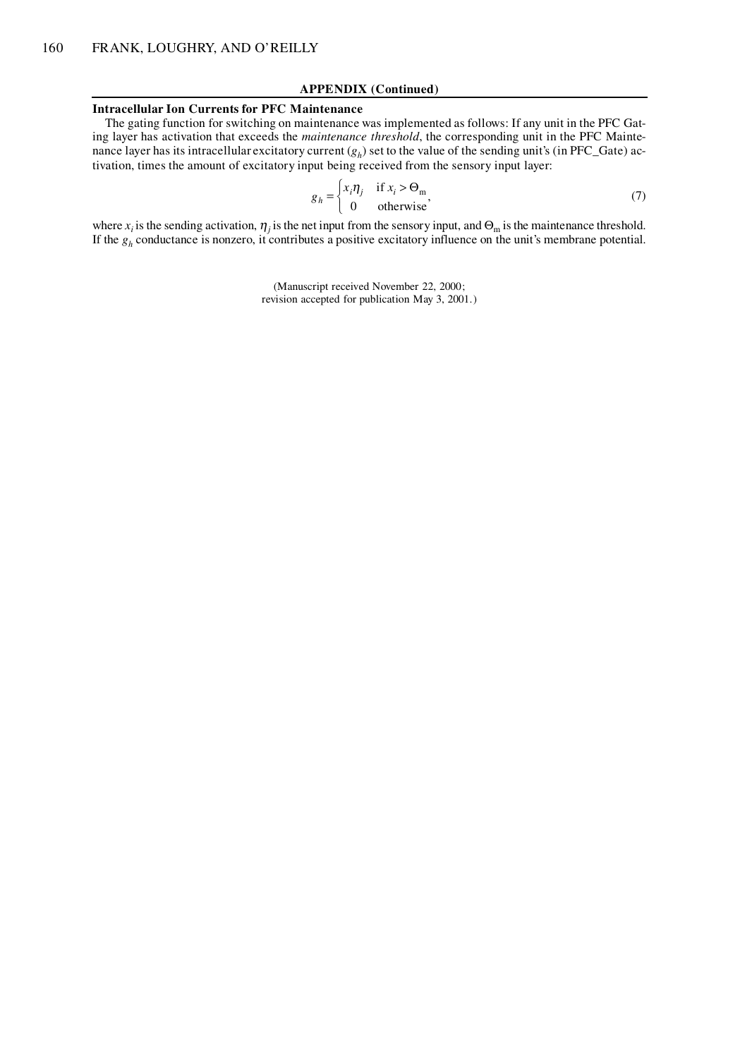**APPENDIX (Continued)**

**Intracellular Ion Currents for PFC Maintenance**

The gating function for switching on maintenance was implemented as follows: If any unit in the PFC Gating layer has activation that exceeds the *maintenance threshold*, the corresponding unit in the PFC Maintenance layer has its intracellular excitatory current ($g_h$) set to the value of the sending unit's (in PFC_Gate) activation, times the amount of excitatory input being received from the sensory input layer:

$$g_h = \begin{cases} x_i \eta_j & \text{if } x_i > \Theta_\text{m} \\ 0 & \text{otherwise} \end{cases}, \tag{7}$$

where $x_i$ is the sending activation, $\eta_j$ is the net input from the sensory input, and $\Theta_\text{m}$ is the maintenance threshold. If the $g_h$ conductance is nonzero, it contributes a positive excitatory influence on the unit's membrane potential.

(Manuscript received November 22, 2000;
revision accepted for publication May 3, 2001.)